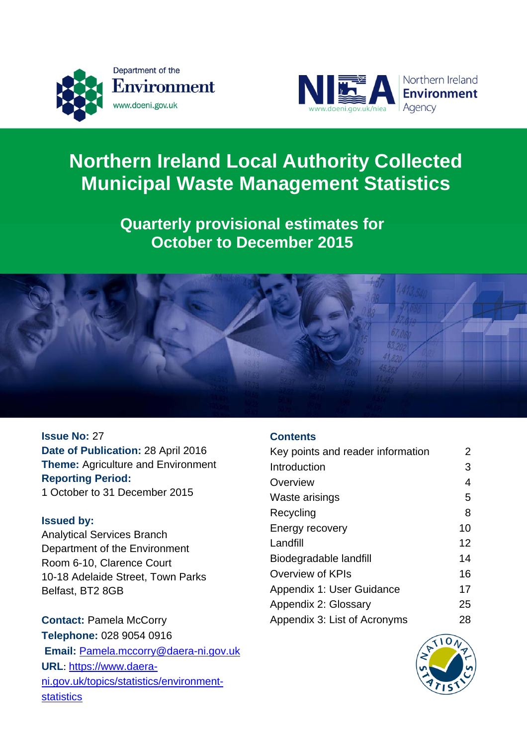Department of the Environment
www.doeni.gov.uk

NIEA Northern Ireland Environment Agency
www.doeni.gov.uk/niea

# Northern Ireland Local Authority Collected Municipal Waste Management Statistics

## Quarterly provisional estimates for October to December 2015

**Issue No:** 27
**Date of Publication:** 28 April 2016
**Theme:** Agriculture and Environment
**Reporting Period:**
1 October to 31 December 2015

**Issued by:**
Analytical Services Branch
Department of the Environment
Room 6-10, Clarence Court
10-18 Adelaide Street, Town Parks
Belfast, BT2 8GB

**Contact:** Pamela McCorry
**Telephone:** 028 9054 0916
**Email:** Pamela.mccorry@daera-ni.gov.uk
**URL**: https://www.daera-ni.gov.uk/topics/statistics/environment-statistics

### Contents

| | |
|---|---|
| Key points and reader information | 2 |
| Introduction | 3 |
| Overview | 4 |
| Waste arisings | 5 |
| Recycling | 8 |
| Energy recovery | 10 |
| Landfill | 12 |
| Biodegradable landfill | 14 |
| Overview of KPIs | 16 |
| Appendix 1: User Guidance | 17 |
| Appendix 2: Glossary | 25 |
| Appendix 3: List of Acronyms | 28 |

National Statistics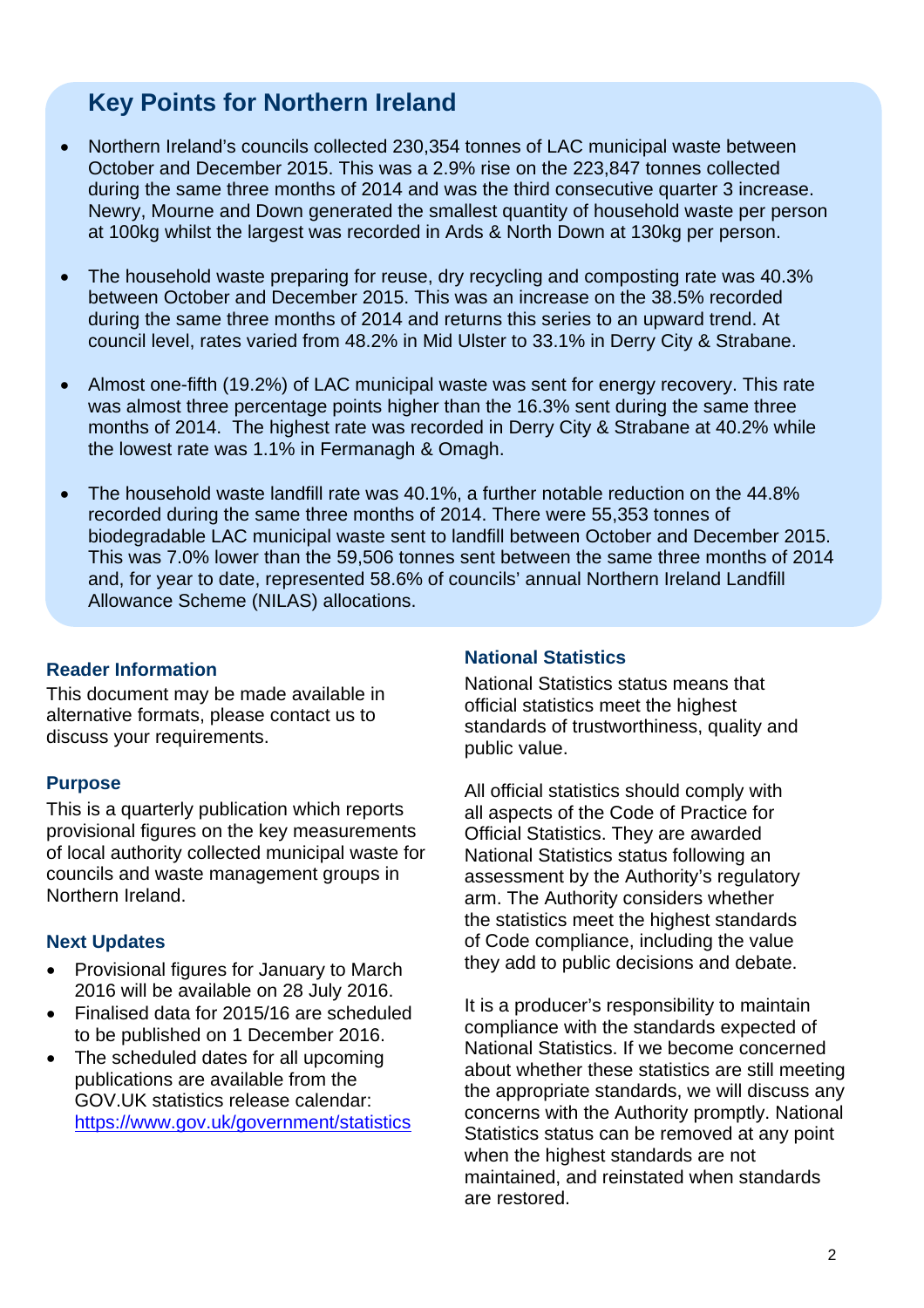## Key Points for Northern Ireland

- Northern Ireland's councils collected 230,354 tonnes of LAC municipal waste between October and December 2015. This was a 2.9% rise on the 223,847 tonnes collected during the same three months of 2014 and was the third consecutive quarter 3 increase. Newry, Mourne and Down generated the smallest quantity of household waste per person at 100kg whilst the largest was recorded in Ards & North Down at 130kg per person.
- The household waste preparing for reuse, dry recycling and composting rate was 40.3% between October and December 2015. This was an increase on the 38.5% recorded during the same three months of 2014 and returns this series to an upward trend. At council level, rates varied from 48.2% in Mid Ulster to 33.1% in Derry City & Strabane.
- Almost one-fifth (19.2%) of LAC municipal waste was sent for energy recovery. This rate was almost three percentage points higher than the 16.3% sent during the same three months of 2014. The highest rate was recorded in Derry City & Strabane at 40.2% while the lowest rate was 1.1% in Fermanagh & Omagh.
- The household waste landfill rate was 40.1%, a further notable reduction on the 44.8% recorded during the same three months of 2014. There were 55,353 tonnes of biodegradable LAC municipal waste sent to landfill between October and December 2015. This was 7.0% lower than the 59,506 tonnes sent between the same three months of 2014 and, for year to date, represented 58.6% of councils' annual Northern Ireland Landfill Allowance Scheme (NILAS) allocations.

### Reader Information

This document may be made available in alternative formats, please contact us to discuss your requirements.

### Purpose

This is a quarterly publication which reports provisional figures on the key measurements of local authority collected municipal waste for councils and waste management groups in Northern Ireland.

### Next Updates

- Provisional figures for January to March 2016 will be available on 28 July 2016.
- Finalised data for 2015/16 are scheduled to be published on 1 December 2016.
- The scheduled dates for all upcoming publications are available from the GOV.UK statistics release calendar: https://www.gov.uk/government/statistics

### National Statistics

National Statistics status means that official statistics meet the highest standards of trustworthiness, quality and public value.

All official statistics should comply with all aspects of the Code of Practice for Official Statistics. They are awarded National Statistics status following an assessment by the Authority's regulatory arm. The Authority considers whether the statistics meet the highest standards of Code compliance, including the value they add to public decisions and debate.

It is a producer's responsibility to maintain compliance with the standards expected of National Statistics. If we become concerned about whether these statistics are still meeting the appropriate standards, we will discuss any concerns with the Authority promptly. National Statistics status can be removed at any point when the highest standards are not maintained, and reinstated when standards are restored.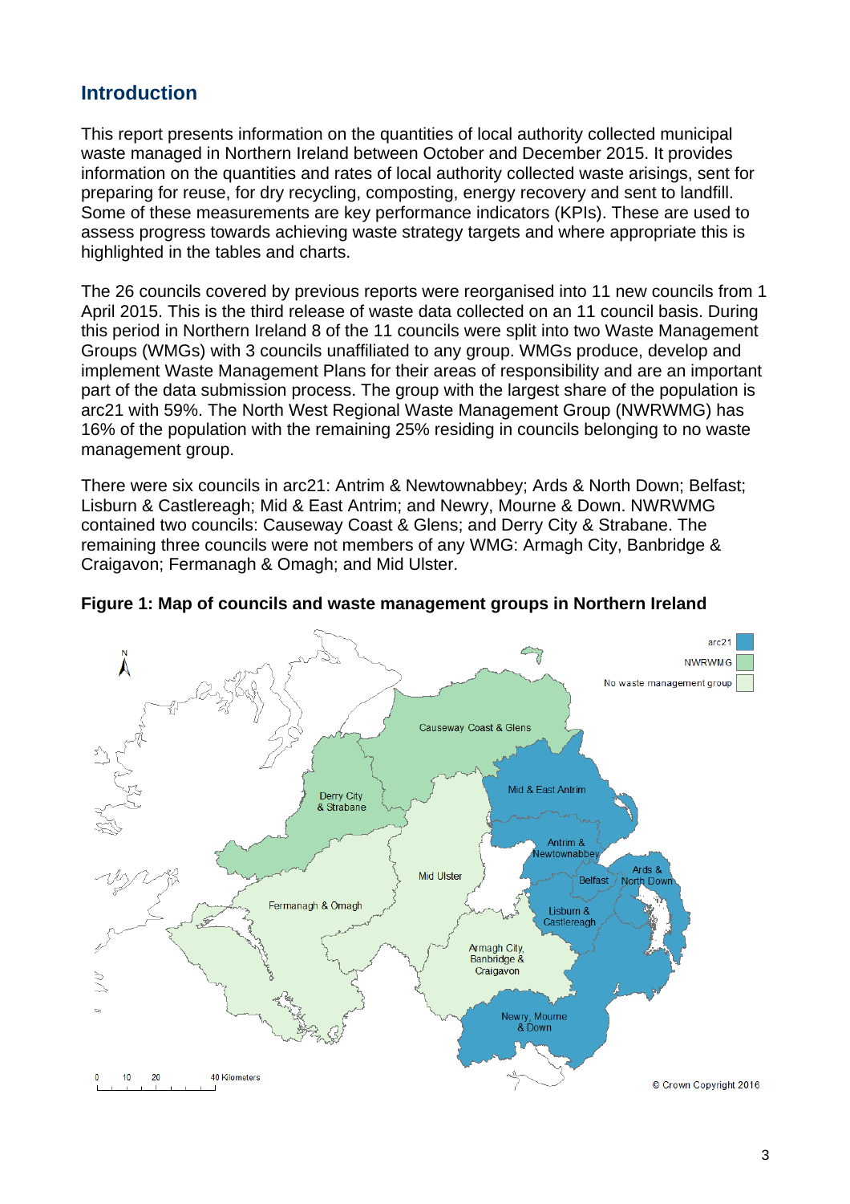## Introduction

This report presents information on the quantities of local authority collected municipal waste managed in Northern Ireland between October and December 2015. It provides information on the quantities and rates of local authority collected waste arisings, sent for preparing for reuse, for dry recycling, composting, energy recovery and sent to landfill. Some of these measurements are key performance indicators (KPIs). These are used to assess progress towards achieving waste strategy targets and where appropriate this is highlighted in the tables and charts.

The 26 councils covered by previous reports were reorganised into 11 new councils from 1 April 2015. This is the third release of waste data collected on an 11 council basis. During this period in Northern Ireland 8 of the 11 councils were split into two Waste Management Groups (WMGs) with 3 councils unaffiliated to any group. WMGs produce, develop and implement Waste Management Plans for their areas of responsibility and are an important part of the data submission process. The group with the largest share of the population is arc21 with 59%. The North West Regional Waste Management Group (NWRWMG) has 16% of the population with the remaining 25% residing in councils belonging to no waste management group.

There were six councils in arc21: Antrim & Newtownabbey; Ards & North Down; Belfast; Lisburn & Castlereagh; Mid & East Antrim; and Newry, Mourne & Down. NWRWMG contained two councils: Causeway Coast & Glens; and Derry City & Strabane. The remaining three councils were not members of any WMG: Armagh City, Banbridge & Craigavon; Fermanagh & Omagh; and Mid Ulster.

**Figure 1: Map of councils and waste management groups in Northern Ireland**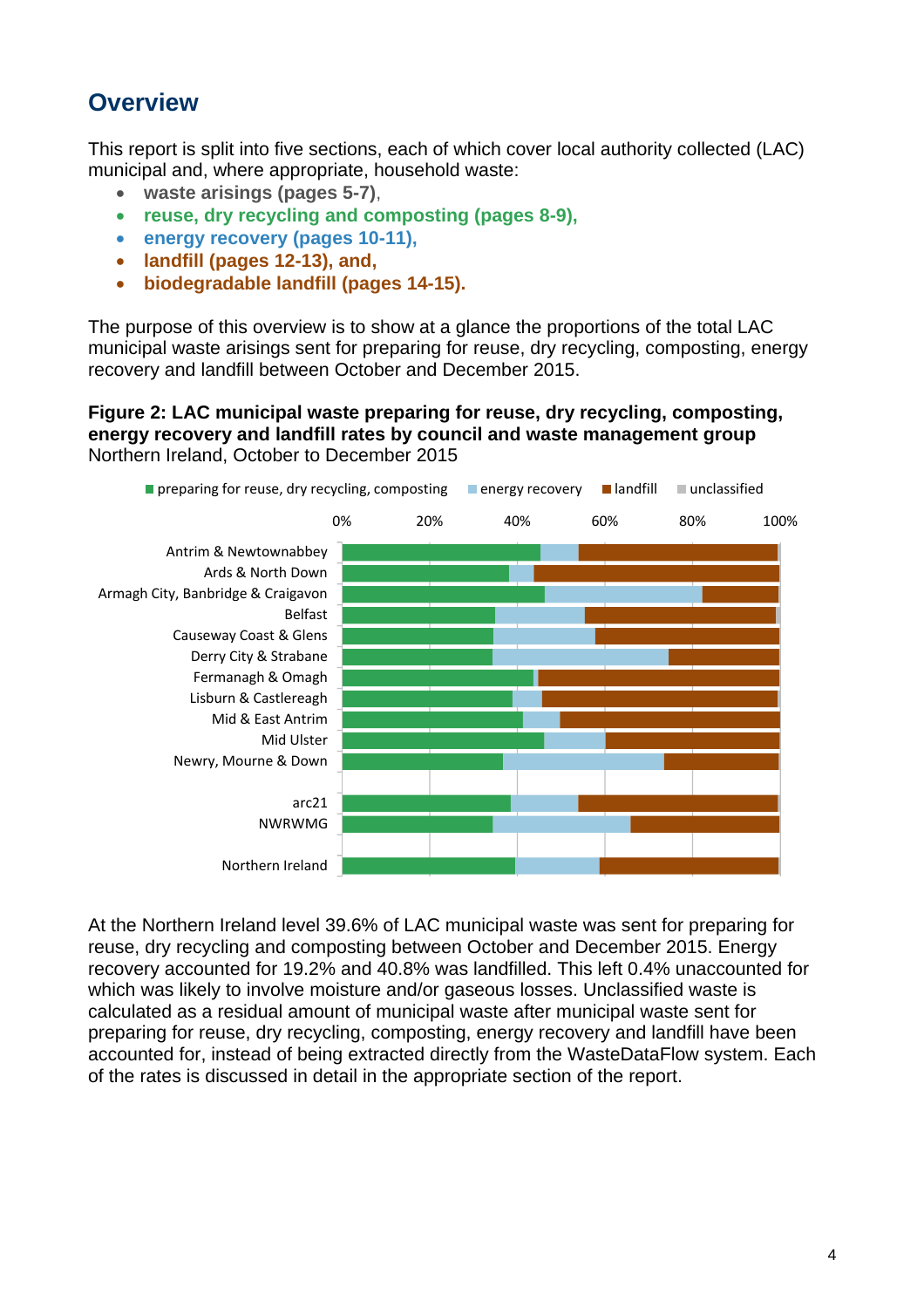## Overview

This report is split into five sections, each of which cover local authority collected (LAC) municipal and, where appropriate, household waste:

- **waste arisings (pages 5-7)**,
- **reuse, dry recycling and composting (pages 8-9),**
- **energy recovery (pages 10-11),**
- **landfill (pages 12-13), and,**
- **biodegradable landfill (pages 14-15).**

The purpose of this overview is to show at a glance the proportions of the total LAC municipal waste arisings sent for preparing for reuse, dry recycling, composting, energy recovery and landfill between October and December 2015.

**Figure 2: LAC municipal waste preparing for reuse, dry recycling, composting, energy recovery and landfill rates by council and waste management group**
Northern Ireland, October to December 2015

At the Northern Ireland level 39.6% of LAC municipal waste was sent for preparing for reuse, dry recycling and composting between October and December 2015. Energy recovery accounted for 19.2% and 40.8% was landfilled. This left 0.4% unaccounted for which was likely to involve moisture and/or gaseous losses. Unclassified waste is calculated as a residual amount of municipal waste after municipal waste sent for preparing for reuse, dry recycling, composting, energy recovery and landfill have been accounted for, instead of being extracted directly from the WasteDataFlow system. Each of the rates is discussed in detail in the appropriate section of the report.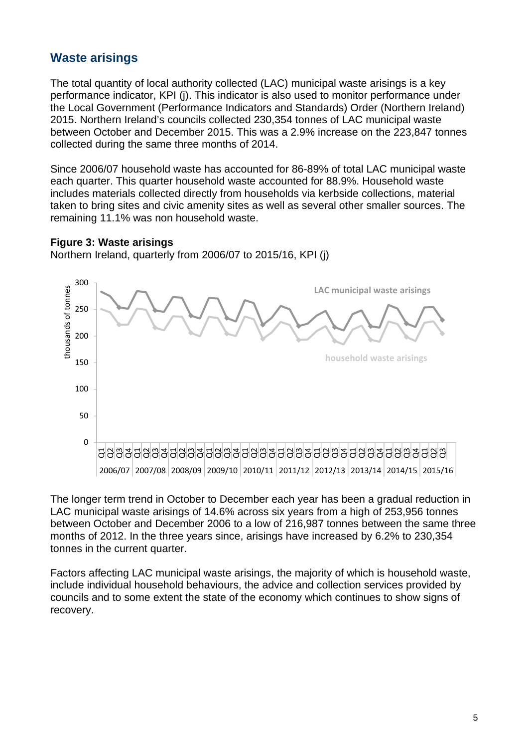## Waste arisings

The total quantity of local authority collected (LAC) municipal waste arisings is a key performance indicator, KPI (j). This indicator is also used to monitor performance under the Local Government (Performance Indicators and Standards) Order (Northern Ireland) 2015. Northern Ireland's councils collected 230,354 tonnes of LAC municipal waste between October and December 2015. This was a 2.9% increase on the 223,847 tonnes collected during the same three months of 2014.

Since 2006/07 household waste has accounted for 86-89% of total LAC municipal waste each quarter. This quarter household waste accounted for 88.9%. Household waste includes materials collected directly from households via kerbside collections, material taken to bring sites and civic amenity sites as well as several other smaller sources. The remaining 11.1% was non household waste.

**Figure 3: Waste arisings**

Northern Ireland, quarterly from 2006/07 to 2015/16, KPI (j)

The longer term trend in October to December each year has been a gradual reduction in LAC municipal waste arisings of 14.6% across six years from a high of 253,956 tonnes between October and December 2006 to a low of 216,987 tonnes between the same three months of 2012. In the three years since, arisings have increased by 6.2% to 230,354 tonnes in the current quarter.

Factors affecting LAC municipal waste arisings, the majority of which is household waste, include individual household behaviours, the advice and collection services provided by councils and to some extent the state of the economy which continues to show signs of recovery.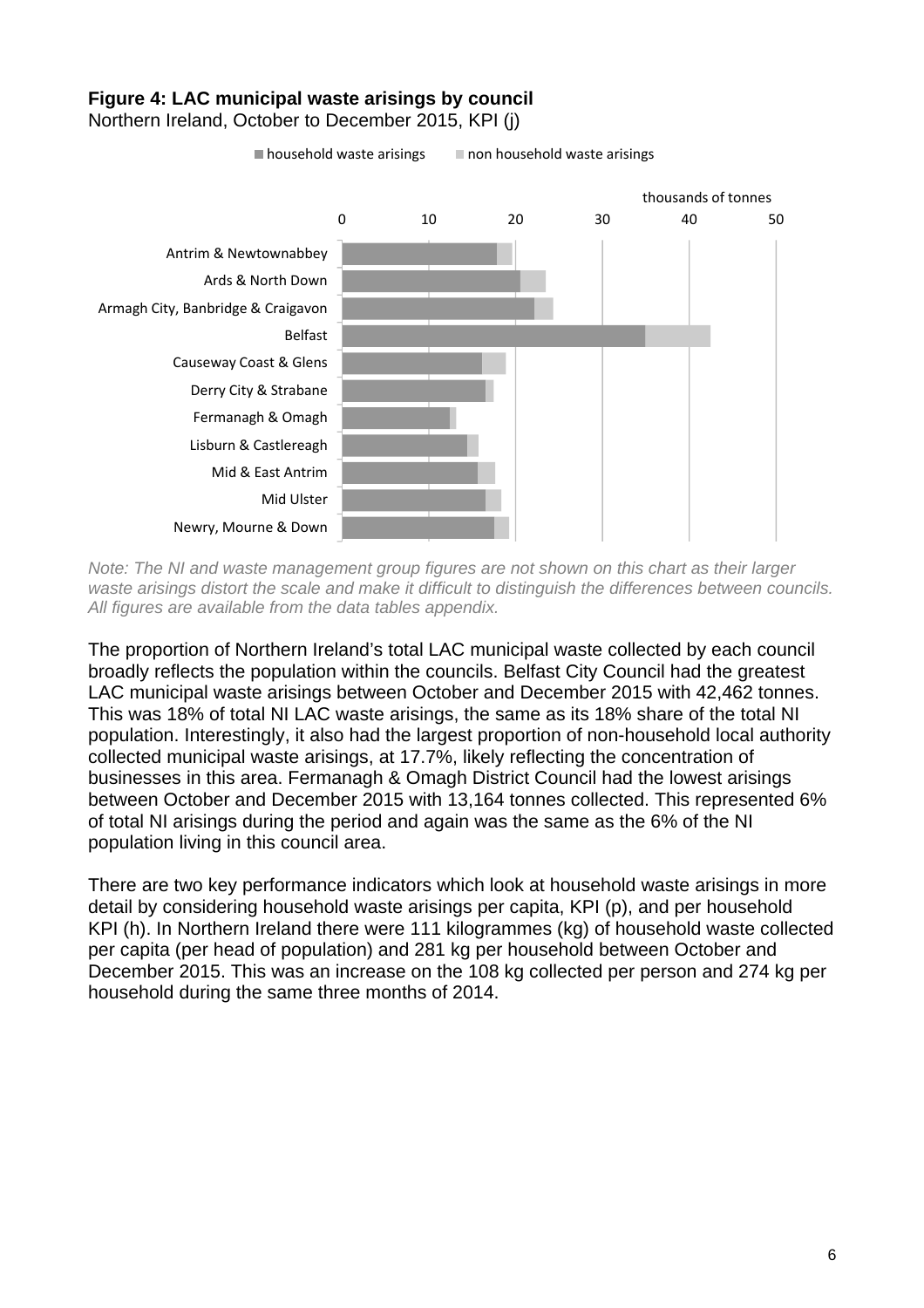**Figure 4: LAC municipal waste arisings by council**

Northern Ireland, October to December 2015, KPI (j)

*Note: The NI and waste management group figures are not shown on this chart as their larger waste arisings distort the scale and make it difficult to distinguish the differences between councils. All figures are available from the data tables appendix.*

The proportion of Northern Ireland's total LAC municipal waste collected by each council broadly reflects the population within the councils. Belfast City Council had the greatest LAC municipal waste arisings between October and December 2015 with 42,462 tonnes. This was 18% of total NI LAC waste arisings, the same as its 18% share of the total NI population. Interestingly, it also had the largest proportion of non-household local authority collected municipal waste arisings, at 17.7%, likely reflecting the concentration of businesses in this area. Fermanagh & Omagh District Council had the lowest arisings between October and December 2015 with 13,164 tonnes collected. This represented 6% of total NI arisings during the period and again was the same as the 6% of the NI population living in this council area.

There are two key performance indicators which look at household waste arisings in more detail by considering household waste arisings per capita, KPI (p), and per household KPI (h). In Northern Ireland there were 111 kilogrammes (kg) of household waste collected per capita (per head of population) and 281 kg per household between October and December 2015. This was an increase on the 108 kg collected per person and 274 kg per household during the same three months of 2014.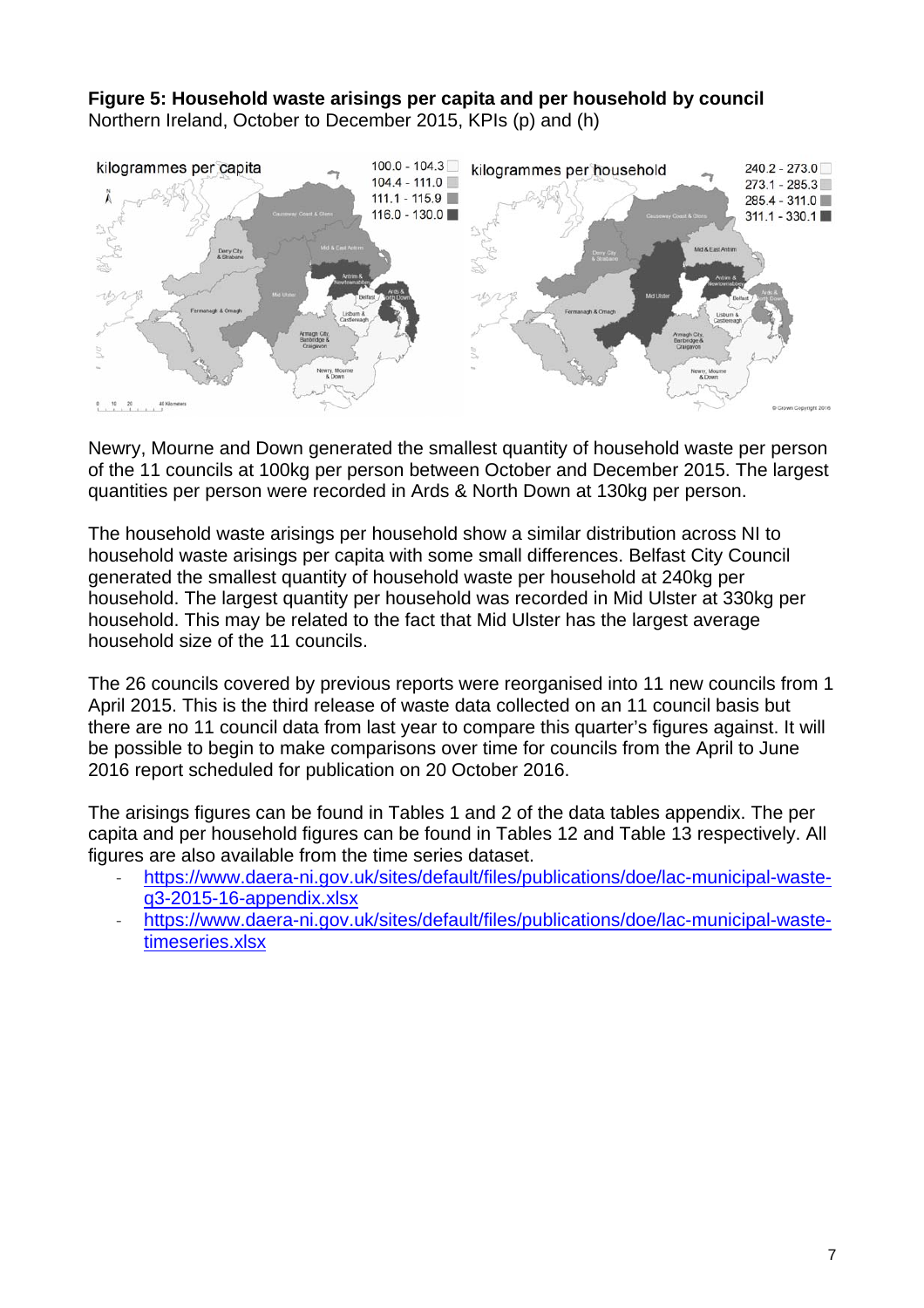**Figure 5: Household waste arisings per capita and per household by council**
Northern Ireland, October to December 2015, KPIs (p) and (h)

Newry, Mourne and Down generated the smallest quantity of household waste per person of the 11 councils at 100kg per person between October and December 2015. The largest quantities per person were recorded in Ards & North Down at 130kg per person.

The household waste arisings per household show a similar distribution across NI to household waste arisings per capita with some small differences. Belfast City Council generated the smallest quantity of household waste per household at 240kg per household. The largest quantity per household was recorded in Mid Ulster at 330kg per household. This may be related to the fact that Mid Ulster has the largest average household size of the 11 councils.

The 26 councils covered by previous reports were reorganised into 11 new councils from 1 April 2015. This is the third release of waste data collected on an 11 council basis but there are no 11 council data from last year to compare this quarter's figures against. It will be possible to begin to make comparisons over time for councils from the April to June 2016 report scheduled for publication on 20 October 2016.

The arisings figures can be found in Tables 1 and 2 of the data tables appendix. The per capita and per household figures can be found in Tables 12 and Table 13 respectively. All figures are also available from the time series dataset.

- https://www.daera-ni.gov.uk/sites/default/files/publications/doe/lac-municipal-waste-q3-2015-16-appendix.xlsx
- https://www.daera-ni.gov.uk/sites/default/files/publications/doe/lac-municipal-waste-timeseries.xlsx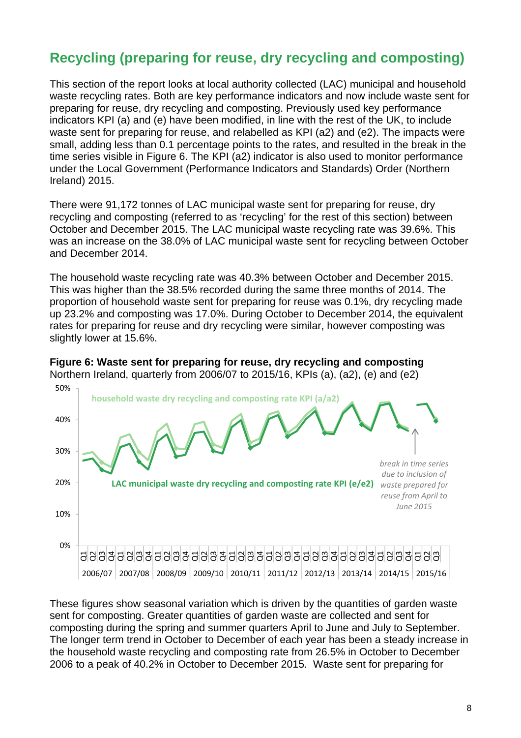## Recycling (preparing for reuse, dry recycling and composting)

This section of the report looks at local authority collected (LAC) municipal and household waste recycling rates. Both are key performance indicators and now include waste sent for preparing for reuse, dry recycling and composting. Previously used key performance indicators KPI (a) and (e) have been modified, in line with the rest of the UK, to include waste sent for preparing for reuse, and relabelled as KPI (a2) and (e2). The impacts were small, adding less than 0.1 percentage points to the rates, and resulted in the break in the time series visible in Figure 6. The KPI (a2) indicator is also used to monitor performance under the Local Government (Performance Indicators and Standards) Order (Northern Ireland) 2015.

There were 91,172 tonnes of LAC municipal waste sent for preparing for reuse, dry recycling and composting (referred to as 'recycling' for the rest of this section) between October and December 2015. The LAC municipal waste recycling rate was 39.6%. This was an increase on the 38.0% of LAC municipal waste sent for recycling between October and December 2014.

The household waste recycling rate was 40.3% between October and December 2015. This was higher than the 38.5% recorded during the same three months of 2014. The proportion of household waste sent for preparing for reuse was 0.1%, dry recycling made up 23.2% and composting was 17.0%. During October to December 2014, the equivalent rates for preparing for reuse and dry recycling were similar, however composting was slightly lower at 15.6%.

**Figure 6: Waste sent for preparing for reuse, dry recycling and composting**
Northern Ireland, quarterly from 2006/07 to 2015/16, KPIs (a), (a2), (e) and (e2)

These figures show seasonal variation which is driven by the quantities of garden waste sent for composting. Greater quantities of garden waste are collected and sent for composting during the spring and summer quarters April to June and July to September. The longer term trend in October to December of each year has been a steady increase in the household waste recycling and composting rate from 26.5% in October to December 2006 to a peak of 40.2% in October to December 2015. Waste sent for preparing for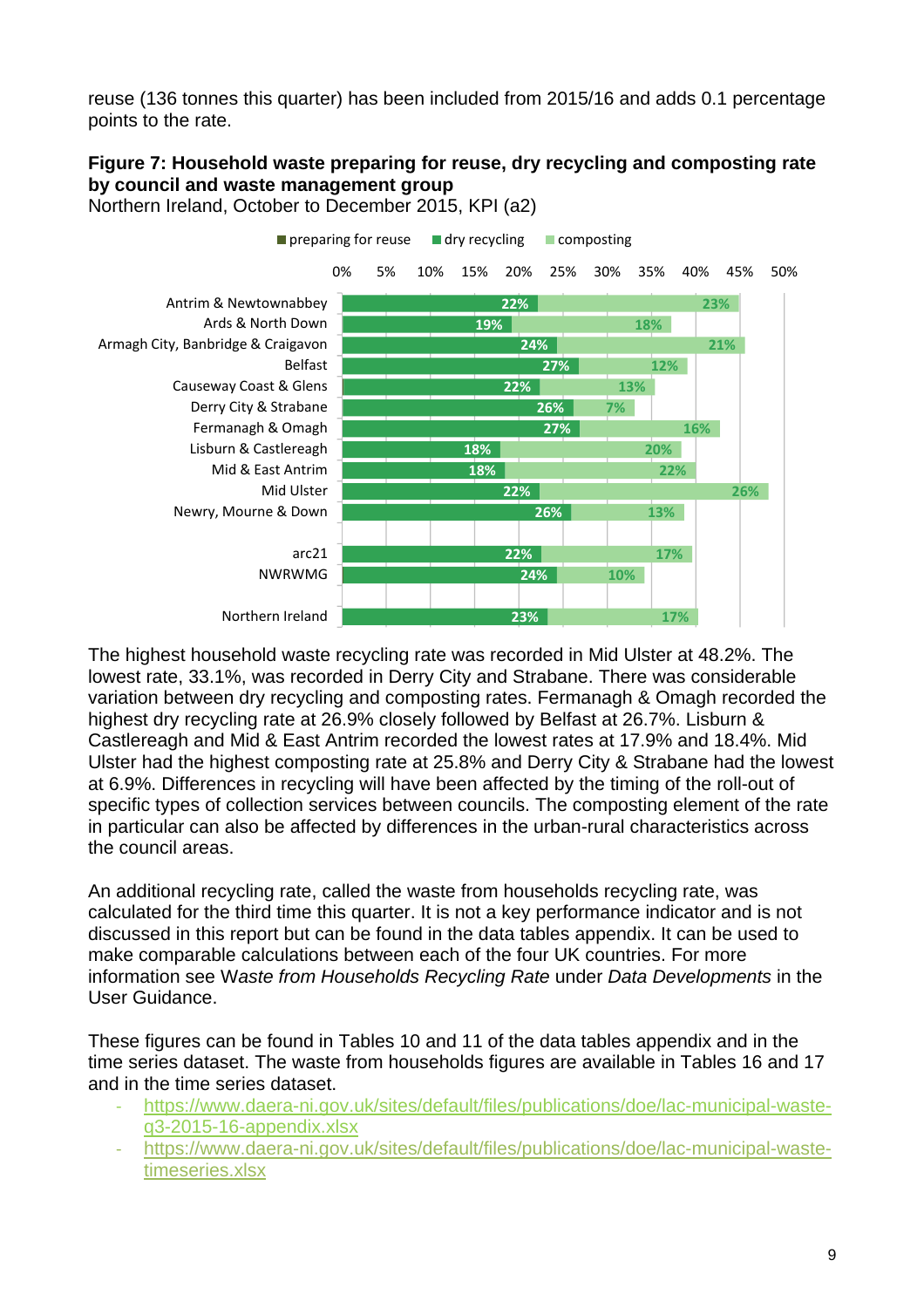reuse (136 tonnes this quarter) has been included from 2015/16 and adds 0.1 percentage points to the rate.

**Figure 7: Household waste preparing for reuse, dry recycling and composting rate by council and waste management group**

Northern Ireland, October to December 2015, KPI (a2)

| | dry recycling | composting |
|---|---|---|
| Antrim & Newtownabbey | 22% | 23% |
| Ards & North Down | 19% | 18% |
| Armagh City, Banbridge & Craigavon | 24% | 21% |
| Belfast | 27% | 12% |
| Causeway Coast & Glens | 22% | 13% |
| Derry City & Strabane | 26% | 7% |
| Fermanagh & Omagh | 27% | 16% |
| Lisburn & Castlereagh | 18% | 20% |
| Mid & East Antrim | 18% | 22% |
| Mid Ulster | 22% | 26% |
| Newry, Mourne & Down | 26% | 13% |
| arc21 | 22% | 17% |
| NWRWMG | 24% | 10% |
| Northern Ireland | 23% | 17% |

The highest household waste recycling rate was recorded in Mid Ulster at 48.2%. The lowest rate, 33.1%, was recorded in Derry City and Strabane. There was considerable variation between dry recycling and composting rates. Fermanagh & Omagh recorded the highest dry recycling rate at 26.9% closely followed by Belfast at 26.7%. Lisburn & Castlereagh and Mid & East Antrim recorded the lowest rates at 17.9% and 18.4%. Mid Ulster had the highest composting rate at 25.8% and Derry City & Strabane had the lowest at 6.9%. Differences in recycling will have been affected by the timing of the roll-out of specific types of collection services between councils. The composting element of the rate in particular can also be affected by differences in the urban-rural characteristics across the council areas.

An additional recycling rate, called the waste from households recycling rate, was calculated for the third time this quarter. It is not a key performance indicator and is not discussed in this report but can be found in the data tables appendix. It can be used to make comparable calculations between each of the four UK countries. For more information see W*aste from Households Recycling Rate* under *Data Developments* in the User Guidance.

These figures can be found in Tables 10 and 11 of the data tables appendix and in the time series dataset. The waste from households figures are available in Tables 16 and 17 and in the time series dataset.

- https://www.daera-ni.gov.uk/sites/default/files/publications/doe/lac-municipal-waste-q3-2015-16-appendix.xlsx
- https://www.daera-ni.gov.uk/sites/default/files/publications/doe/lac-municipal-waste-timeseries.xlsx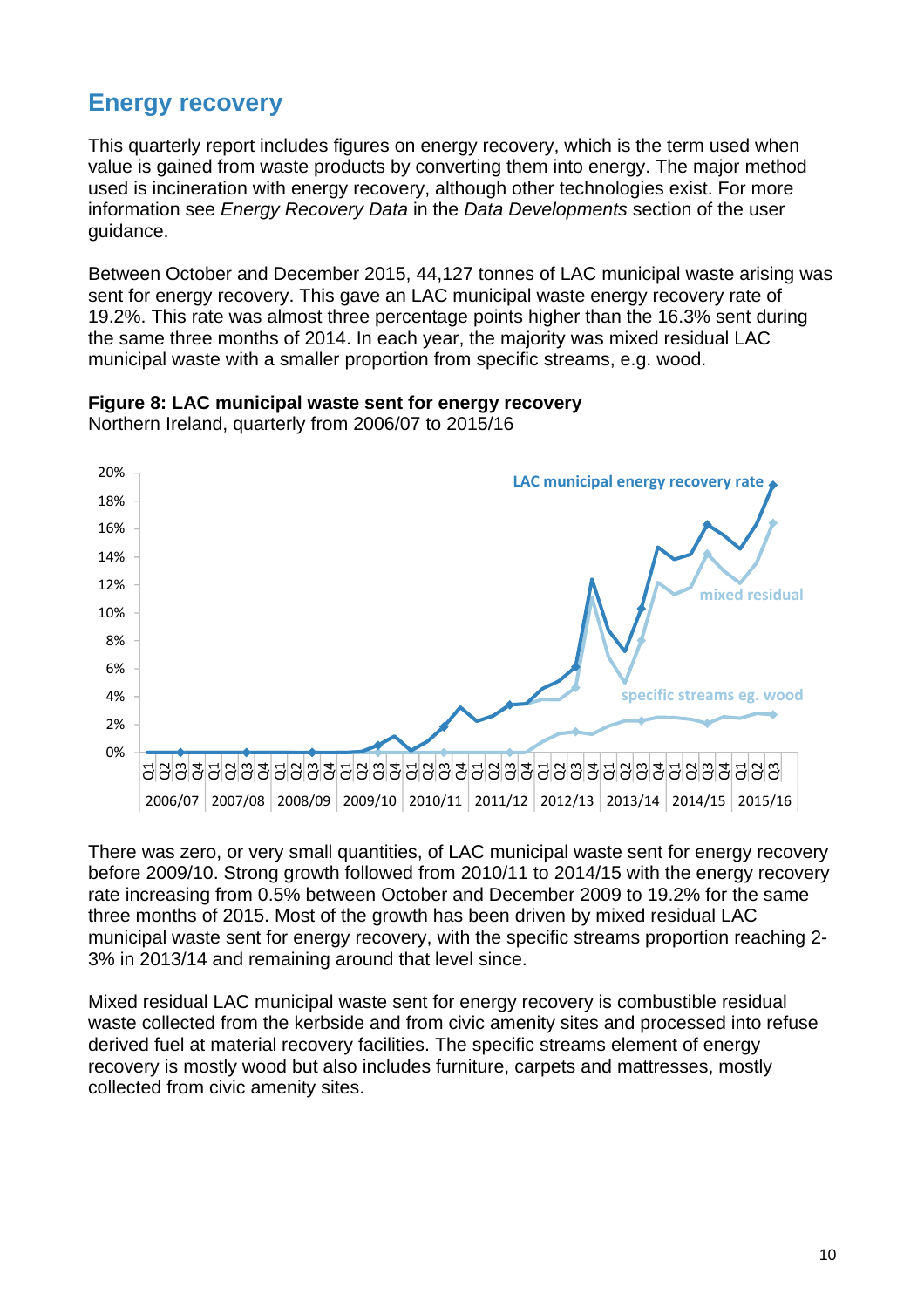## Energy recovery

This quarterly report includes figures on energy recovery, which is the term used when value is gained from waste products by converting them into energy. The major method used is incineration with energy recovery, although other technologies exist. For more information see *Energy Recovery Data* in the *Data Developments* section of the user guidance.

Between October and December 2015, 44,127 tonnes of LAC municipal waste arising was sent for energy recovery. This gave an LAC municipal waste energy recovery rate of 19.2%. This rate was almost three percentage points higher than the 16.3% sent during the same three months of 2014. In each year, the majority was mixed residual LAC municipal waste with a smaller proportion from specific streams, e.g. wood.

**Figure 8: LAC municipal waste sent for energy recovery**
Northern Ireland, quarterly from 2006/07 to 2015/16

There was zero, or very small quantities, of LAC municipal waste sent for energy recovery before 2009/10. Strong growth followed from 2010/11 to 2014/15 with the energy recovery rate increasing from 0.5% between October and December 2009 to 19.2% for the same three months of 2015. Most of the growth has been driven by mixed residual LAC municipal waste sent for energy recovery, with the specific streams proportion reaching 2-3% in 2013/14 and remaining around that level since.

Mixed residual LAC municipal waste sent for energy recovery is combustible residual waste collected from the kerbside and from civic amenity sites and processed into refuse derived fuel at material recovery facilities. The specific streams element of energy recovery is mostly wood but also includes furniture, carpets and mattresses, mostly collected from civic amenity sites.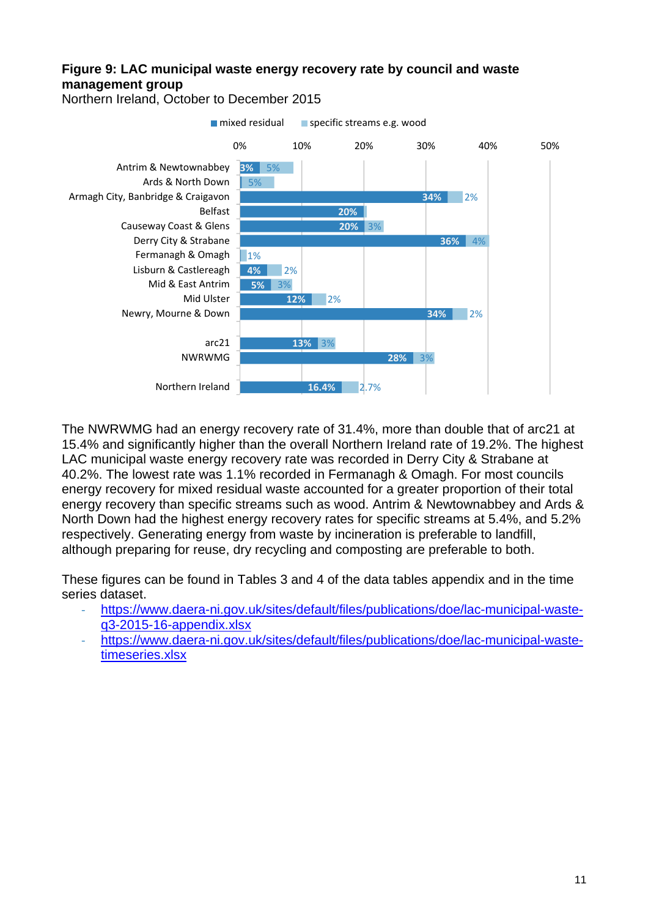**Figure 9: LAC municipal waste energy recovery rate by council and waste management group**

Northern Ireland, October to December 2015

| Council / Group | mixed residual | specific streams e.g. wood |
|---|---|---|
| Antrim & Newtownabbey | 3% | 5% |
| Ards & North Down | | 5% |
| Armagh City, Banbridge & Craigavon | 34% | 2% |
| Belfast | 20% | |
| Causeway Coast & Glens | 20% | 3% |
| Derry City & Strabane | 36% | 4% |
| Fermanagh & Omagh | | 1% |
| Lisburn & Castlereagh | 4% | 2% |
| Mid & East Antrim | 5% | 3% |
| Mid Ulster | 12% | 2% |
| Newry, Mourne & Down | 34% | 2% |
| arc21 | 13% | 3% |
| NWRWMG | 28% | 3% |
| Northern Ireland | 16.4% | 2.7% |

The NWRWMG had an energy recovery rate of 31.4%, more than double that of arc21 at 15.4% and significantly higher than the overall Northern Ireland rate of 19.2%. The highest LAC municipal waste energy recovery rate was recorded in Derry City & Strabane at 40.2%. The lowest rate was 1.1% recorded in Fermanagh & Omagh. For most councils energy recovery for mixed residual waste accounted for a greater proportion of their total energy recovery than specific streams such as wood. Antrim & Newtownabbey and Ards & North Down had the highest energy recovery rates for specific streams at 5.4%, and 5.2% respectively. Generating energy from waste by incineration is preferable to landfill, although preparing for reuse, dry recycling and composting are preferable to both.

These figures can be found in Tables 3 and 4 of the data tables appendix and in the time series dataset.

- https://www.daera-ni.gov.uk/sites/default/files/publications/doe/lac-municipal-waste-q3-2015-16-appendix.xlsx
- https://www.daera-ni.gov.uk/sites/default/files/publications/doe/lac-municipal-waste-timeseries.xlsx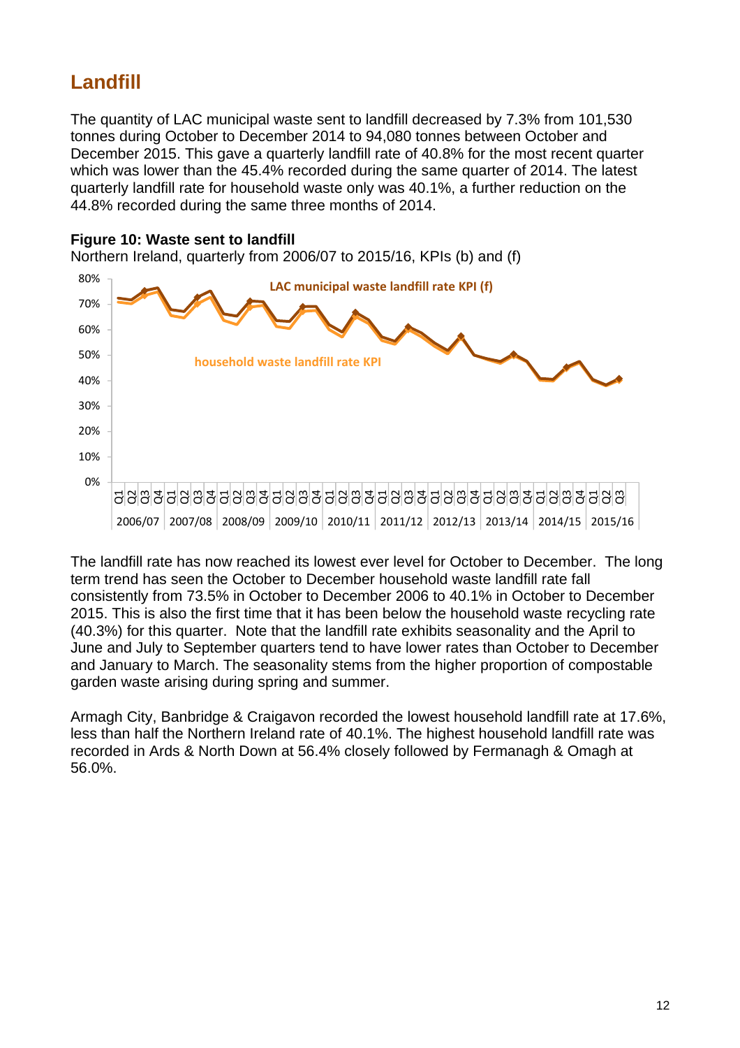## Landfill

The quantity of LAC municipal waste sent to landfill decreased by 7.3% from 101,530 tonnes during October to December 2014 to 94,080 tonnes between October and December 2015. This gave a quarterly landfill rate of 40.8% for the most recent quarter which was lower than the 45.4% recorded during the same quarter of 2014. The latest quarterly landfill rate for household waste only was 40.1%, a further reduction on the 44.8% recorded during the same three months of 2014.

**Figure 10: Waste sent to landfill**

Northern Ireland, quarterly from 2006/07 to 2015/16, KPIs (b) and (f)

The landfill rate has now reached its lowest ever level for October to December. The long term trend has seen the October to December household waste landfill rate fall consistently from 73.5% in October to December 2006 to 40.1% in October to December 2015. This is also the first time that it has been below the household waste recycling rate (40.3%) for this quarter. Note that the landfill rate exhibits seasonality and the April to June and July to September quarters tend to have lower rates than October to December and January to March. The seasonality stems from the higher proportion of compostable garden waste arising during spring and summer.

Armagh City, Banbridge & Craigavon recorded the lowest household landfill rate at 17.6%, less than half the Northern Ireland rate of 40.1%. The highest household landfill rate was recorded in Ards & North Down at 56.4% closely followed by Fermanagh & Omagh at 56.0%.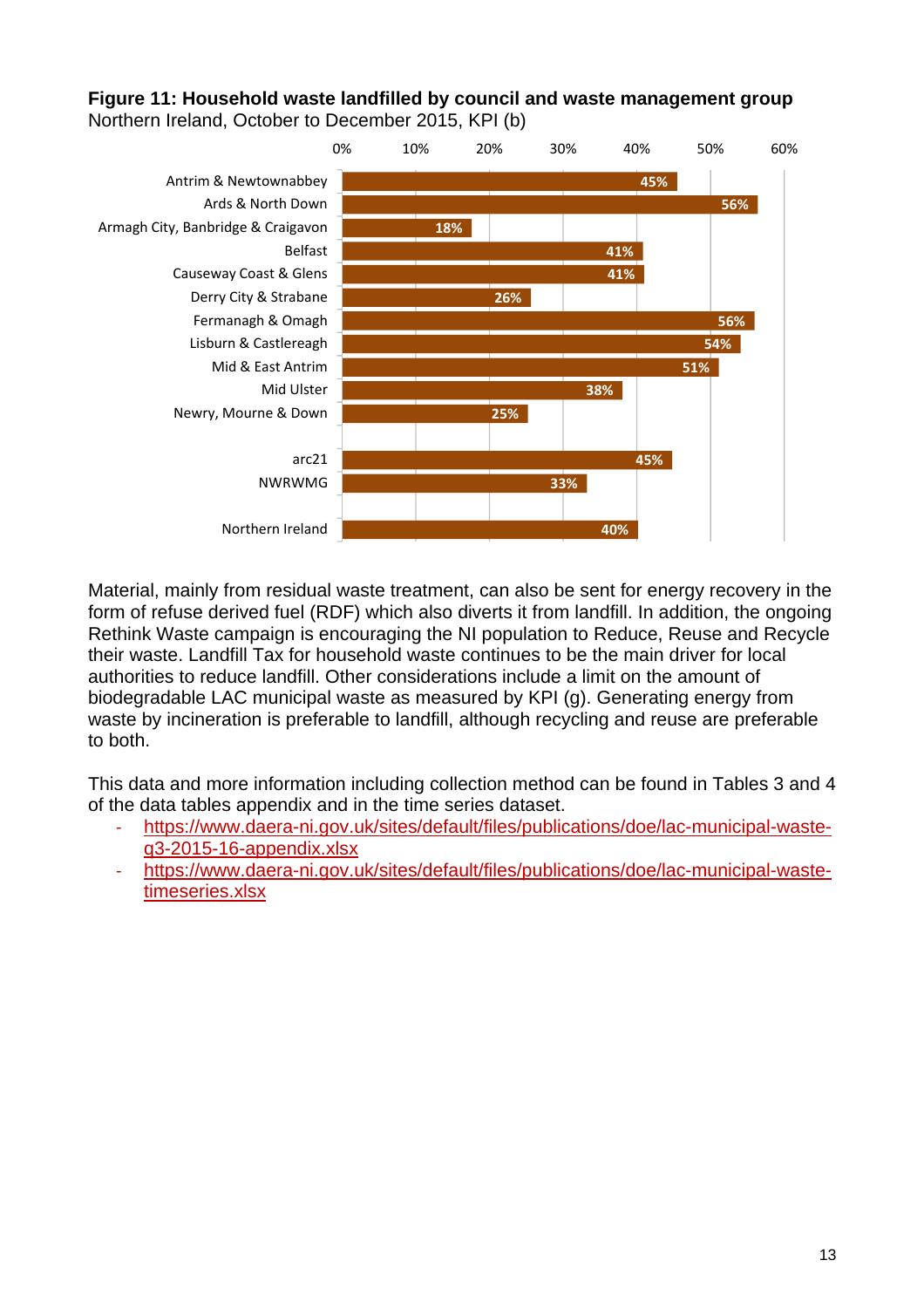**Figure 11: Household waste landfilled by council and waste management group**
Northern Ireland, October to December 2015, KPI (b)

| Council / Group | Household waste landfilled |
|---|---|
| Antrim & Newtownabbey | 45% |
| Ards & North Down | 56% |
| Armagh City, Banbridge & Craigavon | 18% |
| Belfast | 41% |
| Causeway Coast & Glens | 41% |
| Derry City & Strabane | 26% |
| Fermanagh & Omagh | 56% |
| Lisburn & Castlereagh | 54% |
| Mid & East Antrim | 51% |
| Mid Ulster | 38% |
| Newry, Mourne & Down | 25% |
| arc21 | 45% |
| NWRWMG | 33% |
| Northern Ireland | 40% |

Material, mainly from residual waste treatment, can also be sent for energy recovery in the form of refuse derived fuel (RDF) which also diverts it from landfill. In addition, the ongoing Rethink Waste campaign is encouraging the NI population to Reduce, Reuse and Recycle their waste. Landfill Tax for household waste continues to be the main driver for local authorities to reduce landfill. Other considerations include a limit on the amount of biodegradable LAC municipal waste as measured by KPI (g). Generating energy from waste by incineration is preferable to landfill, although recycling and reuse are preferable to both.

This data and more information including collection method can be found in Tables 3 and 4 of the data tables appendix and in the time series dataset.

- https://www.daera-ni.gov.uk/sites/default/files/publications/doe/lac-municipal-waste-q3-2015-16-appendix.xlsx
- https://www.daera-ni.gov.uk/sites/default/files/publications/doe/lac-municipal-waste-timeseries.xlsx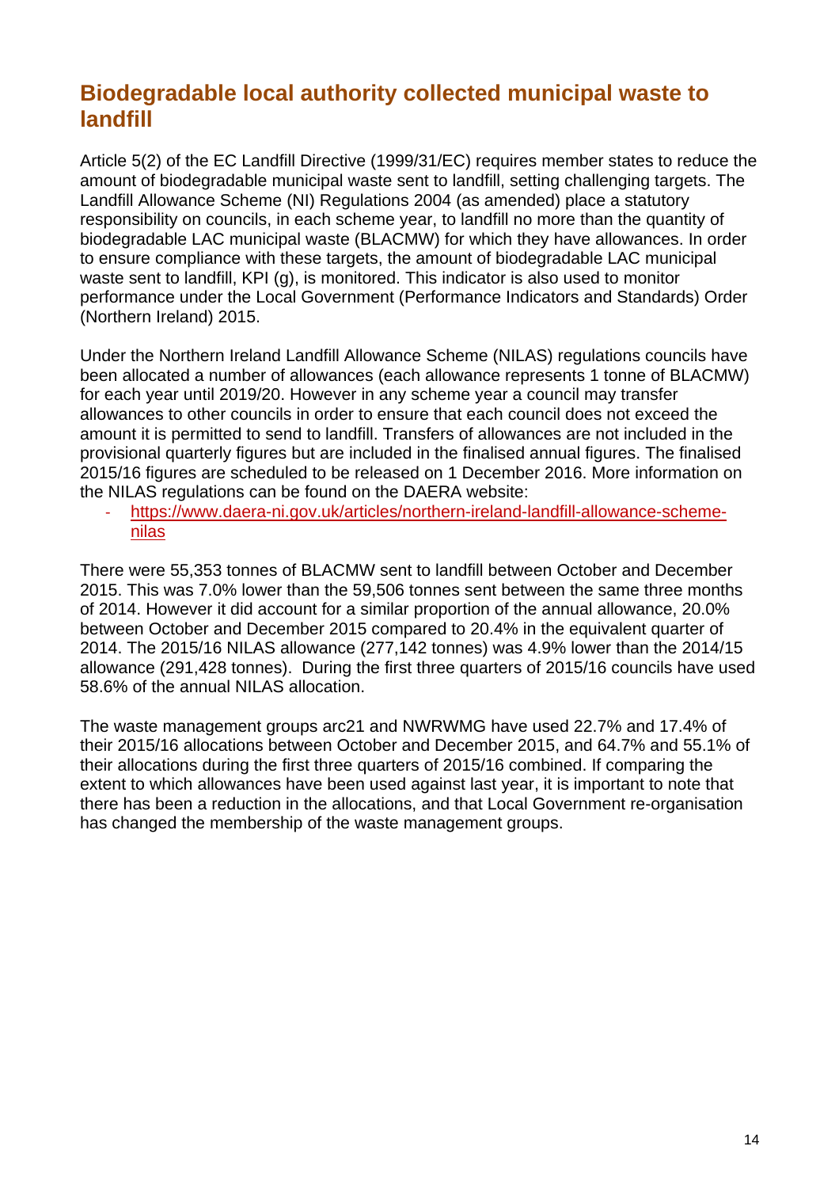## Biodegradable local authority collected municipal waste to landfill

Article 5(2) of the EC Landfill Directive (1999/31/EC) requires member states to reduce the amount of biodegradable municipal waste sent to landfill, setting challenging targets. The Landfill Allowance Scheme (NI) Regulations 2004 (as amended) place a statutory responsibility on councils, in each scheme year, to landfill no more than the quantity of biodegradable LAC municipal waste (BLACMW) for which they have allowances. In order to ensure compliance with these targets, the amount of biodegradable LAC municipal waste sent to landfill, KPI (g), is monitored. This indicator is also used to monitor performance under the Local Government (Performance Indicators and Standards) Order (Northern Ireland) 2015.

Under the Northern Ireland Landfill Allowance Scheme (NILAS) regulations councils have been allocated a number of allowances (each allowance represents 1 tonne of BLACMW) for each year until 2019/20. However in any scheme year a council may transfer allowances to other councils in order to ensure that each council does not exceed the amount it is permitted to send to landfill. Transfers of allowances are not included in the provisional quarterly figures but are included in the finalised annual figures. The finalised 2015/16 figures are scheduled to be released on 1 December 2016. More information on the NILAS regulations can be found on the DAERA website:

- [https://www.daera-ni.gov.uk/articles/northern-ireland-landfill-allowance-scheme-nilas](https://www.daera-ni.gov.uk/articles/northern-ireland-landfill-allowance-scheme-nilas)

There were 55,353 tonnes of BLACMW sent to landfill between October and December 2015. This was 7.0% lower than the 59,506 tonnes sent between the same three months of 2014. However it did account for a similar proportion of the annual allowance, 20.0% between October and December 2015 compared to 20.4% in the equivalent quarter of 2014. The 2015/16 NILAS allowance (277,142 tonnes) was 4.9% lower than the 2014/15 allowance (291,428 tonnes). During the first three quarters of 2015/16 councils have used 58.6% of the annual NILAS allocation.

The waste management groups arc21 and NWRWMG have used 22.7% and 17.4% of their 2015/16 allocations between October and December 2015, and 64.7% and 55.1% of their allocations during the first three quarters of 2015/16 combined. If comparing the extent to which allowances have been used against last year, it is important to note that there has been a reduction in the allocations, and that Local Government re-organisation has changed the membership of the waste management groups.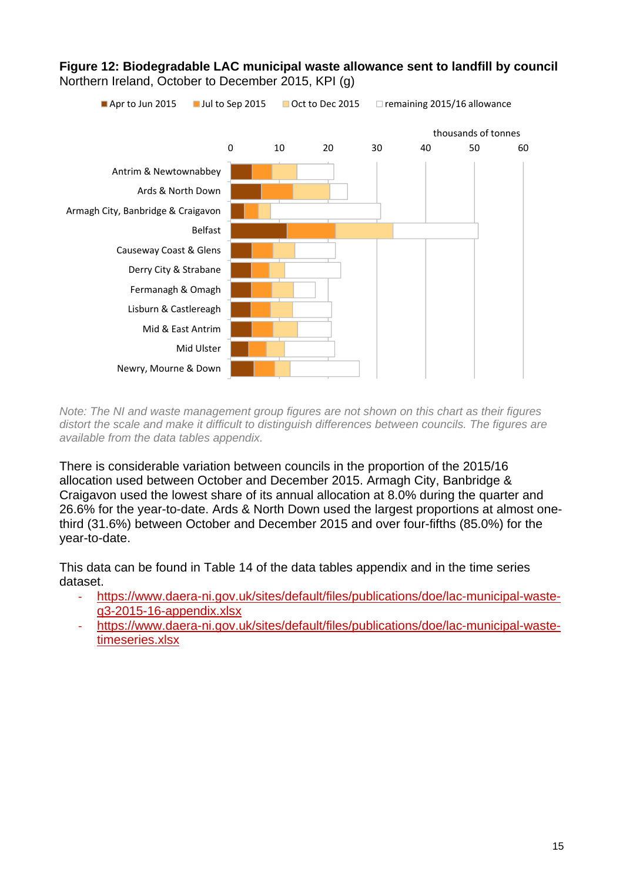**Figure 12: Biodegradable LAC municipal waste allowance sent to landfill by council**
Northern Ireland, October to December 2015, KPI (g)

*Note: The NI and waste management group figures are not shown on this chart as their figures distort the scale and make it difficult to distinguish differences between councils. The figures are available from the data tables appendix.*

There is considerable variation between councils in the proportion of the 2015/16 allocation used between October and December 2015. Armagh City, Banbridge & Craigavon used the lowest share of its annual allocation at 8.0% during the quarter and 26.6% for the year-to-date. Ards & North Down used the largest proportions at almost one-third (31.6%) between October and December 2015 and over four-fifths (85.0%) for the year-to-date.

This data can be found in Table 14 of the data tables appendix and in the time series dataset.

- https://www.daera-ni.gov.uk/sites/default/files/publications/doe/lac-municipal-waste-q3-2015-16-appendix.xlsx
- https://www.daera-ni.gov.uk/sites/default/files/publications/doe/lac-municipal-waste-timeseries.xlsx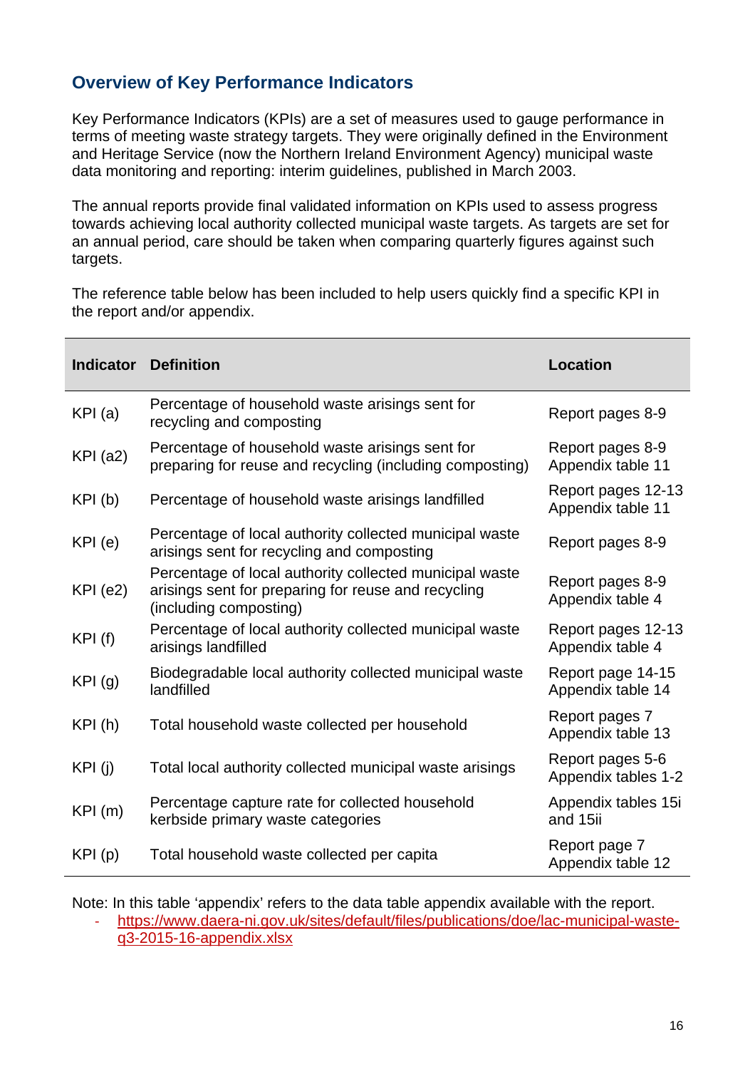## Overview of Key Performance Indicators

Key Performance Indicators (KPIs) are a set of measures used to gauge performance in terms of meeting waste strategy targets. They were originally defined in the Environment and Heritage Service (now the Northern Ireland Environment Agency) municipal waste data monitoring and reporting: interim guidelines, published in March 2003.

The annual reports provide final validated information on KPIs used to assess progress towards achieving local authority collected municipal waste targets. As targets are set for an annual period, care should be taken when comparing quarterly figures against such targets.

The reference table below has been included to help users quickly find a specific KPI in the report and/or appendix.

| Indicator | Definition | Location |
|---|---|---|
| KPI (a) | Percentage of household waste arisings sent for recycling and composting | Report pages 8-9 |
| KPI (a2) | Percentage of household waste arisings sent for preparing for reuse and recycling (including composting) | Report pages 8-9<br>Appendix table 11 |
| KPI (b) | Percentage of household waste arisings landfilled | Report pages 12-13<br>Appendix table 11 |
| KPI (e) | Percentage of local authority collected municipal waste arisings sent for recycling and composting | Report pages 8-9 |
| KPI (e2) | Percentage of local authority collected municipal waste arisings sent for preparing for reuse and recycling (including composting) | Report pages 8-9<br>Appendix table 4 |
| KPI (f) | Percentage of local authority collected municipal waste arisings landfilled | Report pages 12-13<br>Appendix table 4 |
| KPI (g) | Biodegradable local authority collected municipal waste landfilled | Report page 14-15<br>Appendix table 14 |
| KPI (h) | Total household waste collected per household | Report pages 7<br>Appendix table 13 |
| KPI (j) | Total local authority collected municipal waste arisings | Report pages 5-6<br>Appendix tables 1-2 |
| KPI (m) | Percentage capture rate for collected household kerbside primary waste categories | Appendix tables 15i and 15ii |
| KPI (p) | Total household waste collected per capita | Report page 7<br>Appendix table 12 |

Note: In this table 'appendix' refers to the data table appendix available with the report.

- https://www.daera-ni.gov.uk/sites/default/files/publications/doe/lac-municipal-waste-q3-2015-16-appendix.xlsx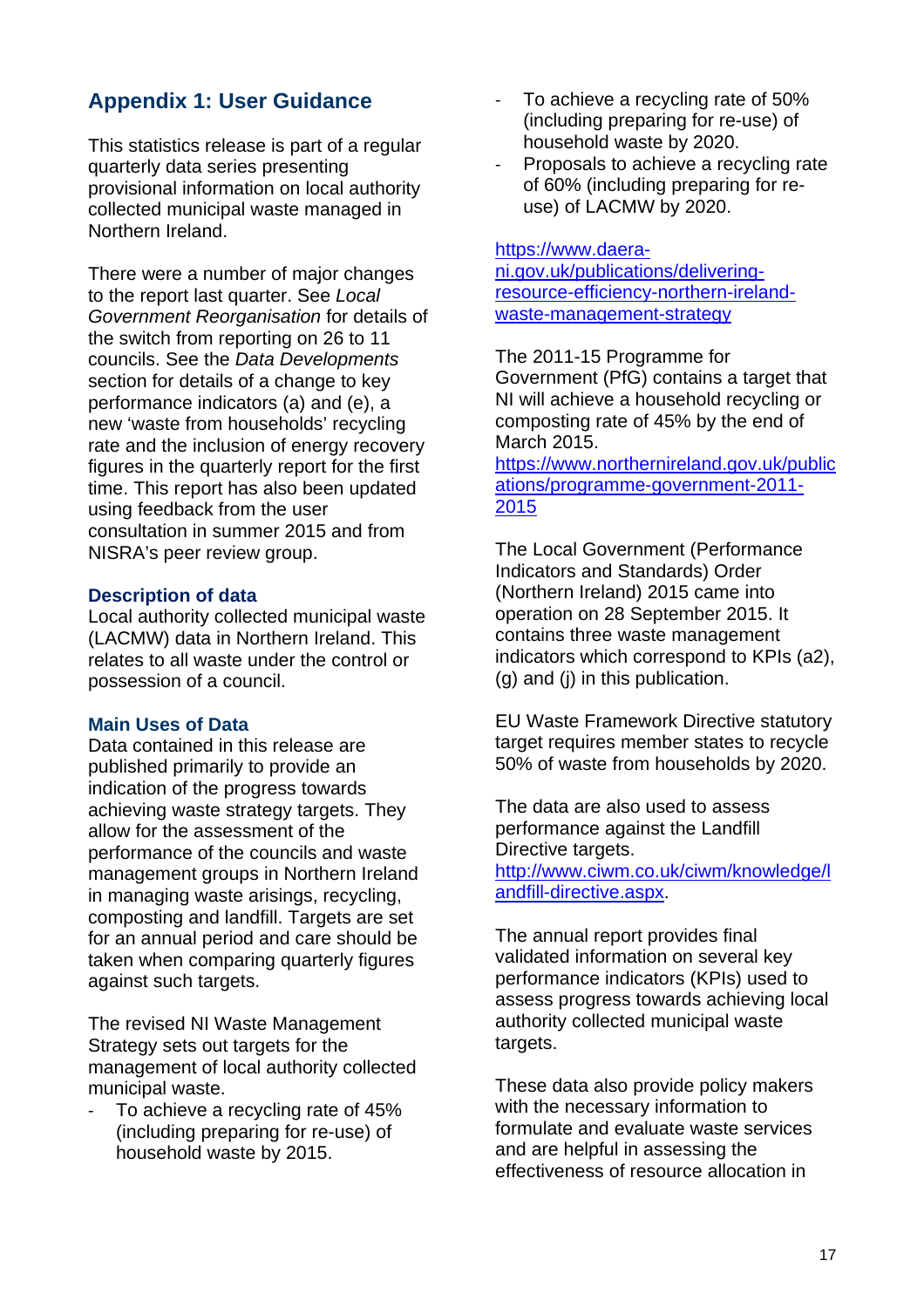## Appendix 1: User Guidance

This statistics release is part of a regular quarterly data series presenting provisional information on local authority collected municipal waste managed in Northern Ireland.

There were a number of major changes to the report last quarter. See *Local Government Reorganisation* for details of the switch from reporting on 26 to 11 councils. See the *Data Developments* section for details of a change to key performance indicators (a) and (e), a new 'waste from households' recycling rate and the inclusion of energy recovery figures in the quarterly report for the first time. This report has also been updated using feedback from the user consultation in summer 2015 and from NISRA's peer review group.

### Description of data

Local authority collected municipal waste (LACMW) data in Northern Ireland. This relates to all waste under the control or possession of a council.

### Main Uses of Data

Data contained in this release are published primarily to provide an indication of the progress towards achieving waste strategy targets. They allow for the assessment of the performance of the councils and waste management groups in Northern Ireland in managing waste arisings, recycling, composting and landfill. Targets are set for an annual period and care should be taken when comparing quarterly figures against such targets.

The revised NI Waste Management Strategy sets out targets for the management of local authority collected municipal waste.

- To achieve a recycling rate of 45% (including preparing for re-use) of household waste by 2015.
- To achieve a recycling rate of 50% (including preparing for re-use) of household waste by 2020.
- Proposals to achieve a recycling rate of 60% (including preparing for re-use) of LACMW by 2020.

https://www.daera-ni.gov.uk/publications/delivering-resource-efficiency-northern-ireland-waste-management-strategy

The 2011-15 Programme for Government (PfG) contains a target that NI will achieve a household recycling or composting rate of 45% by the end of March 2015.
https://www.northernireland.gov.uk/publications/programme-government-2011-2015

The Local Government (Performance Indicators and Standards) Order (Northern Ireland) 2015 came into operation on 28 September 2015. It contains three waste management indicators which correspond to KPIs (a2), (g) and (j) in this publication.

EU Waste Framework Directive statutory target requires member states to recycle 50% of waste from households by 2020.

The data are also used to assess performance against the Landfill Directive targets.
http://www.ciwm.co.uk/ciwm/knowledge/landfill-directive.aspx.

The annual report provides final validated information on several key performance indicators (KPIs) used to assess progress towards achieving local authority collected municipal waste targets.

These data also provide policy makers with the necessary information to formulate and evaluate waste services and are helpful in assessing the effectiveness of resource allocation in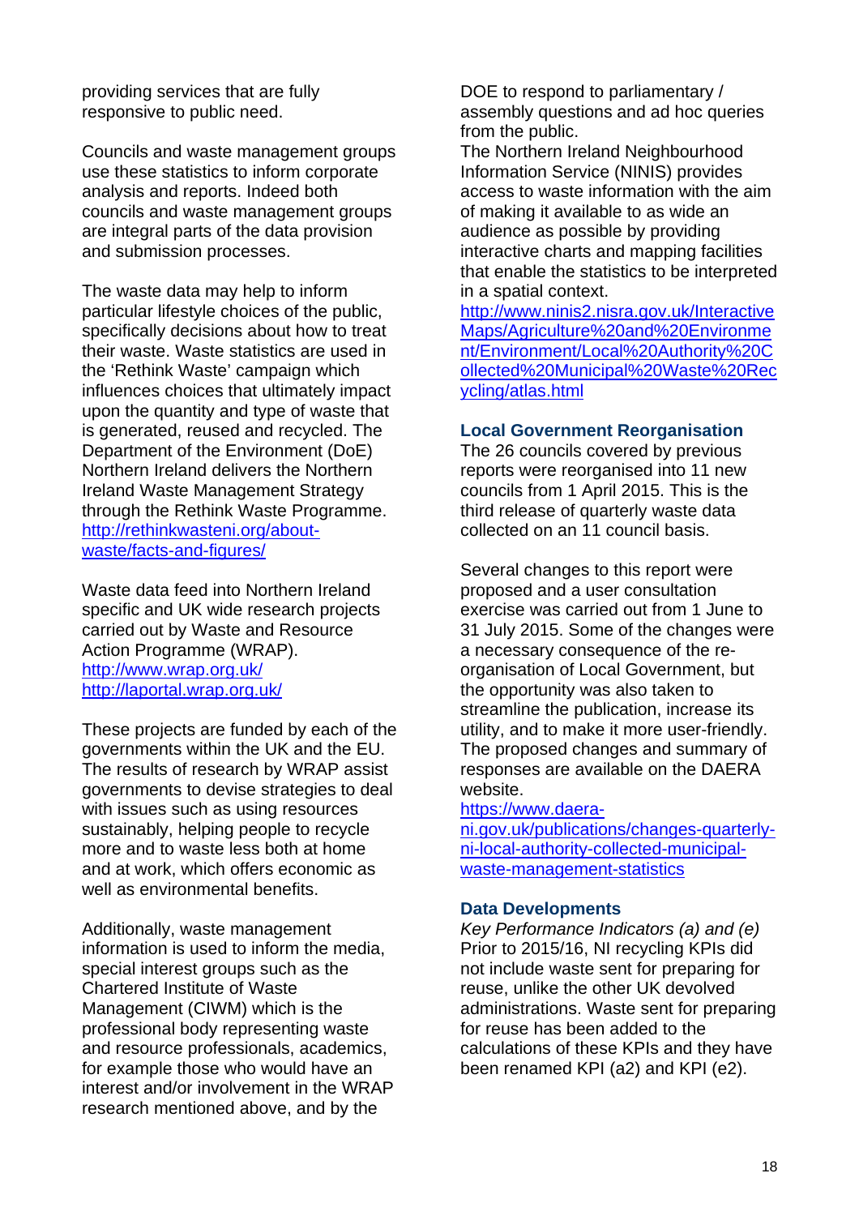providing services that are fully responsive to public need.

Councils and waste management groups use these statistics to inform corporate analysis and reports. Indeed both councils and waste management groups are integral parts of the data provision and submission processes.

The waste data may help to inform particular lifestyle choices of the public, specifically decisions about how to treat their waste. Waste statistics are used in the 'Rethink Waste' campaign which influences choices that ultimately impact upon the quantity and type of waste that is generated, reused and recycled. The Department of the Environment (DoE) Northern Ireland delivers the Northern Ireland Waste Management Strategy through the Rethink Waste Programme. http://rethinkwasteni.org/about-waste/facts-and-figures/

Waste data feed into Northern Ireland specific and UK wide research projects carried out by Waste and Resource Action Programme (WRAP).
http://www.wrap.org.uk/
http://laportal.wrap.org.uk/

These projects are funded by each of the governments within the UK and the EU. The results of research by WRAP assist governments to devise strategies to deal with issues such as using resources sustainably, helping people to recycle more and to waste less both at home and at work, which offers economic as well as environmental benefits.

Additionally, waste management information is used to inform the media, special interest groups such as the Chartered Institute of Waste Management (CIWM) which is the professional body representing waste and resource professionals, academics, for example those who would have an interest and/or involvement in the WRAP research mentioned above, and by the DOE to respond to parliamentary / assembly questions and ad hoc queries from the public.

The Northern Ireland Neighbourhood Information Service (NINIS) provides access to waste information with the aim of making it available to as wide an audience as possible by providing interactive charts and mapping facilities that enable the statistics to be interpreted in a spatial context.
http://www.ninis2.nisra.gov.uk/InteractiveMaps/Agriculture%20and%20Environment/Environment/Local%20Authority%20Collected%20Municipal%20Waste%20Recycling/atlas.html

### Local Government Reorganisation

The 26 councils covered by previous reports were reorganised into 11 new councils from 1 April 2015. This is the third release of quarterly waste data collected on an 11 council basis.

Several changes to this report were proposed and a user consultation exercise was carried out from 1 June to 31 July 2015. Some of the changes were a necessary consequence of the re-organisation of Local Government, but the opportunity was also taken to streamline the publication, increase its utility, and to make it more user-friendly. The proposed changes and summary of responses are available on the DAERA website.
https://www.daera-ni.gov.uk/publications/changes-quarterly-ni-local-authority-collected-municipal-waste-management-statistics

### Data Developments

*Key Performance Indicators (a) and (e)*
Prior to 2015/16, NI recycling KPIs did not include waste sent for preparing for reuse, unlike the other UK devolved administrations. Waste sent for preparing for reuse has been added to the calculations of these KPIs and they have been renamed KPI (a2) and KPI (e2).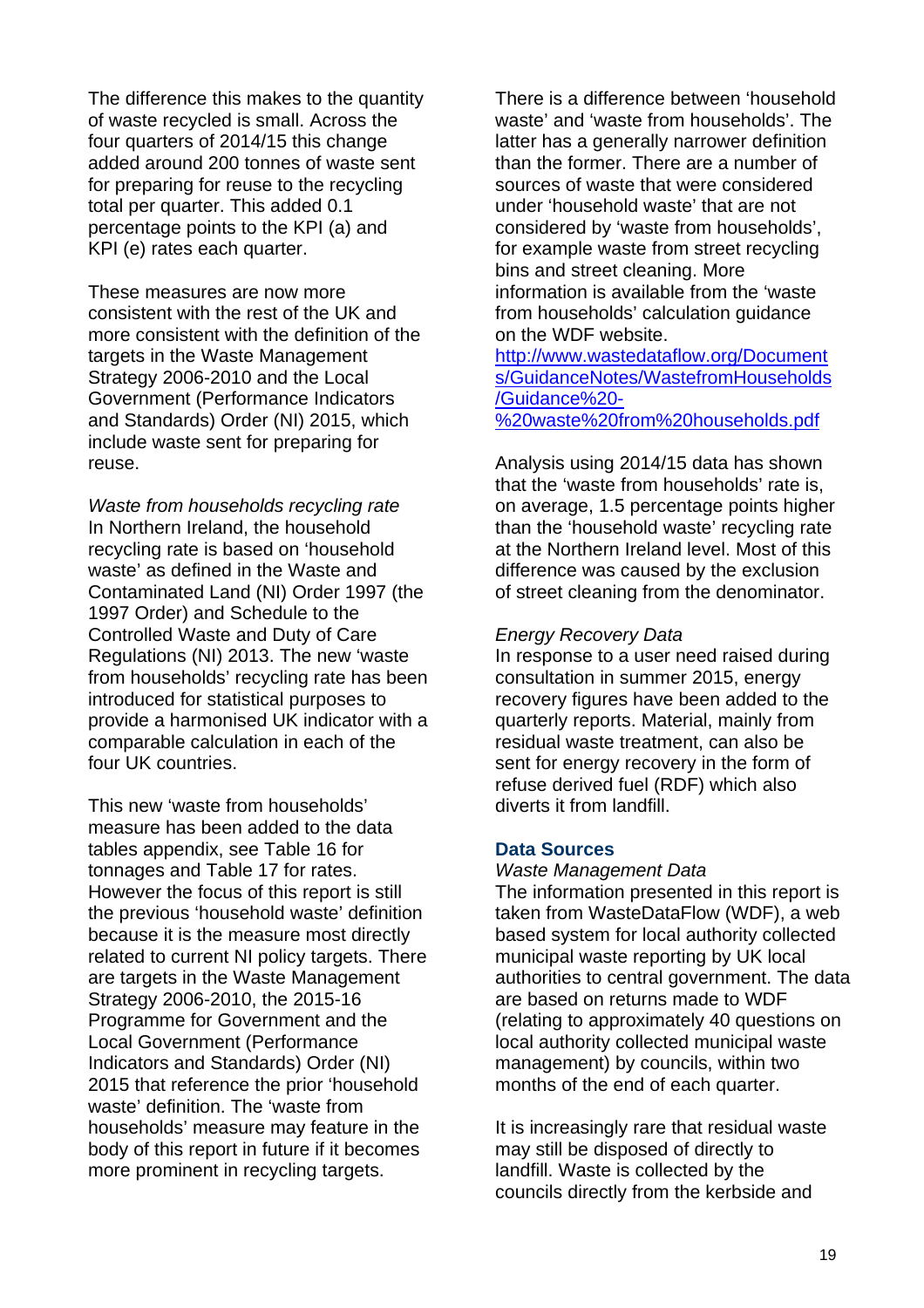The difference this makes to the quantity of waste recycled is small. Across the four quarters of 2014/15 this change added around 200 tonnes of waste sent for preparing for reuse to the recycling total per quarter. This added 0.1 percentage points to the KPI (a) and KPI (e) rates each quarter.

These measures are now more consistent with the rest of the UK and more consistent with the definition of the targets in the Waste Management Strategy 2006-2010 and the Local Government (Performance Indicators and Standards) Order (NI) 2015, which include waste sent for preparing for reuse.

*Waste from households recycling rate*
In Northern Ireland, the household recycling rate is based on 'household waste' as defined in the Waste and Contaminated Land (NI) Order 1997 (the 1997 Order) and Schedule to the Controlled Waste and Duty of Care Regulations (NI) 2013. The new 'waste from households' recycling rate has been introduced for statistical purposes to provide a harmonised UK indicator with a comparable calculation in each of the four UK countries.

This new 'waste from households' measure has been added to the data tables appendix, see Table 16 for tonnages and Table 17 for rates. However the focus of this report is still the previous 'household waste' definition because it is the measure most directly related to current NI policy targets. There are targets in the Waste Management Strategy 2006-2010, the 2015-16 Programme for Government and the Local Government (Performance Indicators and Standards) Order (NI) 2015 that reference the prior 'household waste' definition. The 'waste from households' measure may feature in the body of this report in future if it becomes more prominent in recycling targets.

There is a difference between 'household waste' and 'waste from households'. The latter has a generally narrower definition than the former. There are a number of sources of waste that were considered under 'household waste' that are not considered by 'waste from households', for example waste from street recycling bins and street cleaning. More information is available from the 'waste from households' calculation guidance on the WDF website.
http://www.wastedataflow.org/Documents/GuidanceNotes/WastefromHouseholds/Guidance%20-%20waste%20from%20households.pdf

Analysis using 2014/15 data has shown that the 'waste from households' rate is, on average, 1.5 percentage points higher than the 'household waste' recycling rate at the Northern Ireland level. Most of this difference was caused by the exclusion of street cleaning from the denominator.

*Energy Recovery Data*
In response to a user need raised during consultation in summer 2015, energy recovery figures have been added to the quarterly reports. Material, mainly from residual waste treatment, can also be sent for energy recovery in the form of refuse derived fuel (RDF) which also diverts it from landfill.

## Data Sources

*Waste Management Data*
The information presented in this report is taken from WasteDataFlow (WDF), a web based system for local authority collected municipal waste reporting by UK local authorities to central government. The data are based on returns made to WDF (relating to approximately 40 questions on local authority collected municipal waste management) by councils, within two months of the end of each quarter.

It is increasingly rare that residual waste may still be disposed of directly to landfill. Waste is collected by the councils directly from the kerbside and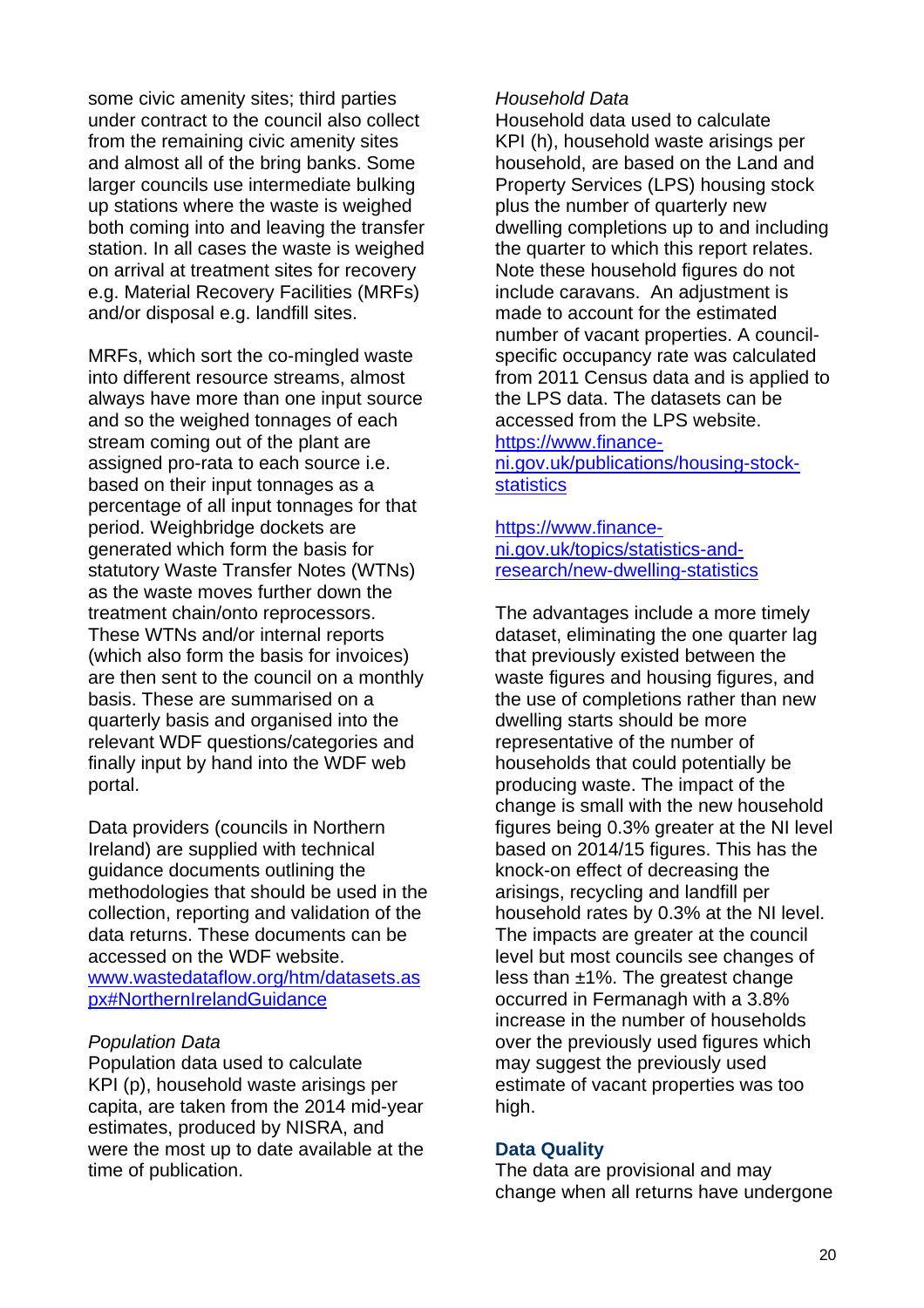some civic amenity sites; third parties under contract to the council also collect from the remaining civic amenity sites and almost all of the bring banks. Some larger councils use intermediate bulking up stations where the waste is weighed both coming into and leaving the transfer station. In all cases the waste is weighed on arrival at treatment sites for recovery e.g. Material Recovery Facilities (MRFs) and/or disposal e.g. landfill sites.

MRFs, which sort the co-mingled waste into different resource streams, almost always have more than one input source and so the weighed tonnages of each stream coming out of the plant are assigned pro-rata to each source i.e. based on their input tonnages as a percentage of all input tonnages for that period. Weighbridge dockets are generated which form the basis for statutory Waste Transfer Notes (WTNs) as the waste moves further down the treatment chain/onto reprocessors. These WTNs and/or internal reports (which also form the basis for invoices) are then sent to the council on a monthly basis. These are summarised on a quarterly basis and organised into the relevant WDF questions/categories and finally input by hand into the WDF web portal.

Data providers (councils in Northern Ireland) are supplied with technical guidance documents outlining the methodologies that should be used in the collection, reporting and validation of the data returns. These documents can be accessed on the WDF website. [www.wastedataflow.org/htm/datasets.aspx#NorthernIrelandGuidance](www.wastedataflow.org/htm/datasets.aspx#NorthernIrelandGuidance)

*Population Data*
Population data used to calculate KPI (p), household waste arisings per capita, are taken from the 2014 mid-year estimates, produced by NISRA, and were the most up to date available at the time of publication.

*Household Data*
Household data used to calculate KPI (h), household waste arisings per household, are based on the Land and Property Services (LPS) housing stock plus the number of quarterly new dwelling completions up to and including the quarter to which this report relates. Note these household figures do not include caravans. An adjustment is made to account for the estimated number of vacant properties. A council-specific occupancy rate was calculated from 2011 Census data and is applied to the LPS data. The datasets can be accessed from the LPS website. [https://www.finance-ni.gov.uk/publications/housing-stock-statistics](https://www.finance-ni.gov.uk/publications/housing-stock-statistics)

[https://www.finance-ni.gov.uk/topics/statistics-and-research/new-dwelling-statistics](https://www.finance-ni.gov.uk/topics/statistics-and-research/new-dwelling-statistics)

The advantages include a more timely dataset, eliminating the one quarter lag that previously existed between the waste figures and housing figures, and the use of completions rather than new dwelling starts should be more representative of the number of households that could potentially be producing waste. The impact of the change is small with the new household figures being 0.3% greater at the NI level based on 2014/15 figures. This has the knock-on effect of decreasing the arisings, recycling and landfill per household rates by 0.3% at the NI level. The impacts are greater at the council level but most councils see changes of less than ±1%. The greatest change occurred in Fermanagh with a 3.8% increase in the number of households over the previously used figures which may suggest the previously used estimate of vacant properties was too high.

**Data Quality**
The data are provisional and may change when all returns have undergone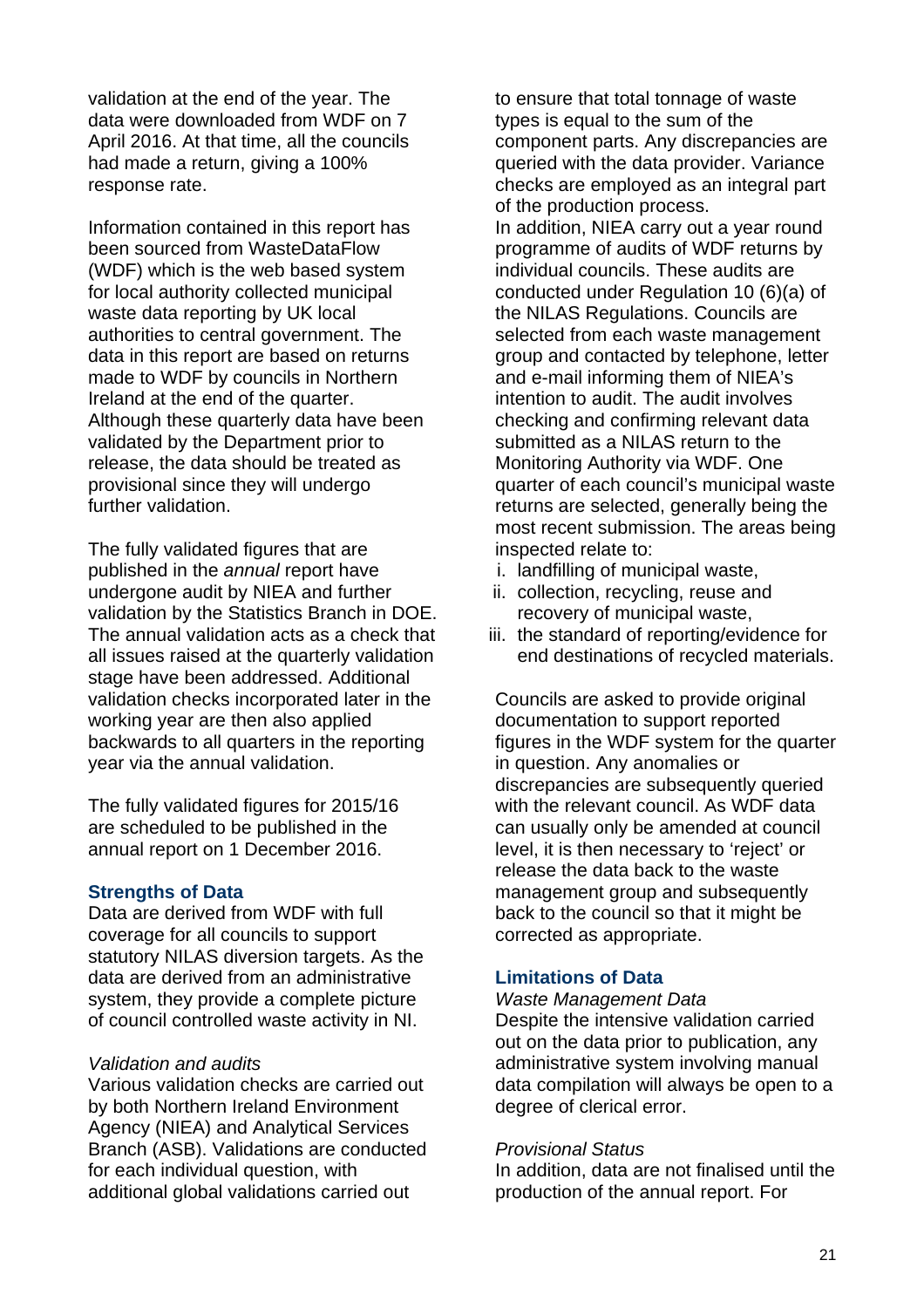validation at the end of the year. The data were downloaded from WDF on 7 April 2016. At that time, all the councils had made a return, giving a 100% response rate.

Information contained in this report has been sourced from WasteDataFlow (WDF) which is the web based system for local authority collected municipal waste data reporting by UK local authorities to central government. The data in this report are based on returns made to WDF by councils in Northern Ireland at the end of the quarter. Although these quarterly data have been validated by the Department prior to release, the data should be treated as provisional since they will undergo further validation.

The fully validated figures that are published in the *annual* report have undergone audit by NIEA and further validation by the Statistics Branch in DOE. The annual validation acts as a check that all issues raised at the quarterly validation stage have been addressed. Additional validation checks incorporated later in the working year are then also applied backwards to all quarters in the reporting year via the annual validation.

The fully validated figures for 2015/16 are scheduled to be published in the annual report on 1 December 2016.

### Strengths of Data

Data are derived from WDF with full coverage for all councils to support statutory NILAS diversion targets. As the data are derived from an administrative system, they provide a complete picture of council controlled waste activity in NI.

*Validation and audits*

Various validation checks are carried out by both Northern Ireland Environment Agency (NIEA) and Analytical Services Branch (ASB). Validations are conducted for each individual question, with additional global validations carried out to ensure that total tonnage of waste types is equal to the sum of the component parts. Any discrepancies are queried with the data provider. Variance checks are employed as an integral part of the production process.

In addition, NIEA carry out a year round programme of audits of WDF returns by individual councils. These audits are conducted under Regulation 10 (6)(a) of the NILAS Regulations. Councils are selected from each waste management group and contacted by telephone, letter and e-mail informing them of NIEA's intention to audit. The audit involves checking and confirming relevant data submitted as a NILAS return to the Monitoring Authority via WDF. One quarter of each council's municipal waste returns are selected, generally being the most recent submission. The areas being inspected relate to:

i. landfilling of municipal waste,
ii. collection, recycling, reuse and recovery of municipal waste,
iii. the standard of reporting/evidence for end destinations of recycled materials.

Councils are asked to provide original documentation to support reported figures in the WDF system for the quarter in question. Any anomalies or discrepancies are subsequently queried with the relevant council. As WDF data can usually only be amended at council level, it is then necessary to 'reject' or release the data back to the waste management group and subsequently back to the council so that it might be corrected as appropriate.

### Limitations of Data

*Waste Management Data*

Despite the intensive validation carried out on the data prior to publication, any administrative system involving manual data compilation will always be open to a degree of clerical error.

*Provisional Status*

In addition, data are not finalised until the production of the annual report. For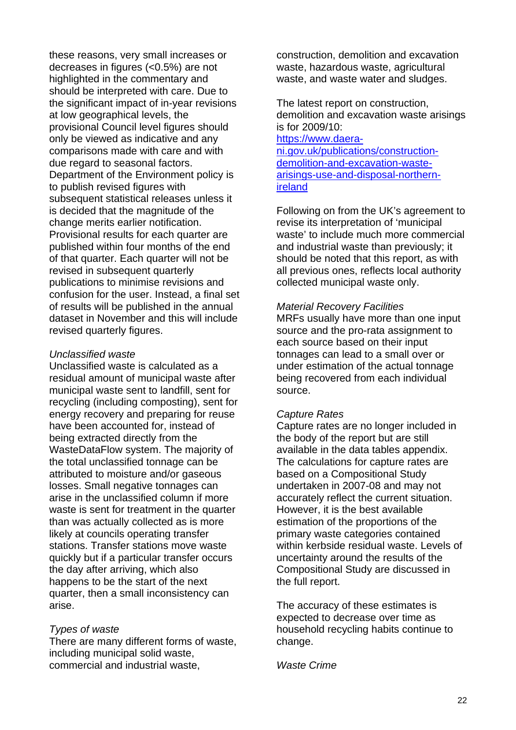these reasons, very small increases or decreases in figures (<0.5%) are not highlighted in the commentary and should be interpreted with care. Due to the significant impact of in-year revisions at low geographical levels, the provisional Council level figures should only be viewed as indicative and any comparisons made with care and with due regard to seasonal factors. Department of the Environment policy is to publish revised figures with subsequent statistical releases unless it is decided that the magnitude of the change merits earlier notification. Provisional results for each quarter are published within four months of the end of that quarter. Each quarter will not be revised in subsequent quarterly publications to minimise revisions and confusion for the user. Instead, a final set of results will be published in the annual dataset in November and this will include revised quarterly figures.

*Unclassified waste*
Unclassified waste is calculated as a residual amount of municipal waste after municipal waste sent to landfill, sent for recycling (including composting), sent for energy recovery and preparing for reuse have been accounted for, instead of being extracted directly from the WasteDataFlow system. The majority of the total unclassified tonnage can be attributed to moisture and/or gaseous losses. Small negative tonnages can arise in the unclassified column if more waste is sent for treatment in the quarter than was actually collected as is more likely at councils operating transfer stations. Transfer stations move waste quickly but if a particular transfer occurs the day after arriving, which also happens to be the start of the next quarter, then a small inconsistency can arise.

*Types of waste*
There are many different forms of waste, including municipal solid waste, commercial and industrial waste, construction, demolition and excavation waste, hazardous waste, agricultural waste, and waste water and sludges.

The latest report on construction, demolition and excavation waste arisings is for 2009/10:
[https://www.daera-ni.gov.uk/publications/construction-demolition-and-excavation-waste-arisings-use-and-disposal-northern-ireland](https://www.daera-ni.gov.uk/publications/construction-demolition-and-excavation-waste-arisings-use-and-disposal-northern-ireland)

Following on from the UK's agreement to revise its interpretation of 'municipal waste' to include much more commercial and industrial waste than previously; it should be noted that this report, as with all previous ones, reflects local authority collected municipal waste only.

*Material Recovery Facilities*
MRFs usually have more than one input source and the pro-rata assignment to each source based on their input tonnages can lead to a small over or under estimation of the actual tonnage being recovered from each individual source.

*Capture Rates*
Capture rates are no longer included in the body of the report but are still available in the data tables appendix. The calculations for capture rates are based on a Compositional Study undertaken in 2007-08 and may not accurately reflect the current situation. However, it is the best available estimation of the proportions of the primary waste categories contained within kerbside residual waste. Levels of uncertainty around the results of the Compositional Study are discussed in the full report.

The accuracy of these estimates is expected to decrease over time as household recycling habits continue to change.

*Waste Crime*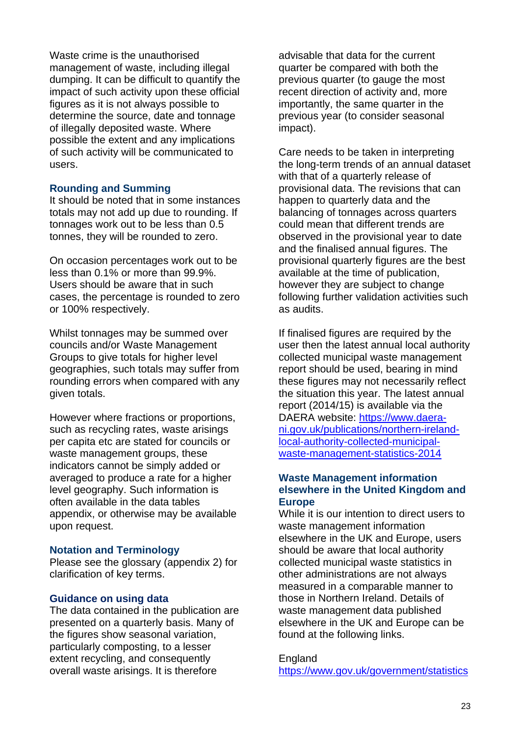Waste crime is the unauthorised management of waste, including illegal dumping. It can be difficult to quantify the impact of such activity upon these official figures as it is not always possible to determine the source, date and tonnage of illegally deposited waste. Where possible the extent and any implications of such activity will be communicated to users.

### Rounding and Summing

It should be noted that in some instances totals may not add up due to rounding. If tonnages work out to be less than 0.5 tonnes, they will be rounded to zero.

On occasion percentages work out to be less than 0.1% or more than 99.9%. Users should be aware that in such cases, the percentage is rounded to zero or 100% respectively.

Whilst tonnages may be summed over councils and/or Waste Management Groups to give totals for higher level geographies, such totals may suffer from rounding errors when compared with any given totals.

However where fractions or proportions, such as recycling rates, waste arisings per capita etc are stated for councils or waste management groups, these indicators cannot be simply added or averaged to produce a rate for a higher level geography. Such information is often available in the data tables appendix, or otherwise may be available upon request.

### Notation and Terminology

Please see the glossary (appendix 2) for clarification of key terms.

### Guidance on using data

The data contained in the publication are presented on a quarterly basis. Many of the figures show seasonal variation, particularly composting, to a lesser extent recycling, and consequently overall waste arisings. It is therefore advisable that data for the current quarter be compared with both the previous quarter (to gauge the most recent direction of activity and, more importantly, the same quarter in the previous year (to consider seasonal impact).

Care needs to be taken in interpreting the long-term trends of an annual dataset with that of a quarterly release of provisional data. The revisions that can happen to quarterly data and the balancing of tonnages across quarters could mean that different trends are observed in the provisional year to date and the finalised annual figures. The provisional quarterly figures are the best available at the time of publication, however they are subject to change following further validation activities such as audits.

If finalised figures are required by the user then the latest annual local authority collected municipal waste management report should be used, bearing in mind these figures may not necessarily reflect the situation this year. The latest annual report (2014/15) is available via the DAERA website: [https://www.daera-ni.gov.uk/publications/northern-ireland-local-authority-collected-municipal-waste-management-statistics-2014](https://www.daera-ni.gov.uk/publications/northern-ireland-local-authority-collected-municipal-waste-management-statistics-2014)

### Waste Management information elsewhere in the United Kingdom and Europe

While it is our intention to direct users to waste management information elsewhere in the UK and Europe, users should be aware that local authority collected municipal waste statistics in other administrations are not always measured in a comparable manner to those in Northern Ireland. Details of waste management data published elsewhere in the UK and Europe can be found at the following links.

England
[https://www.gov.uk/government/statistics](https://www.gov.uk/government/statistics)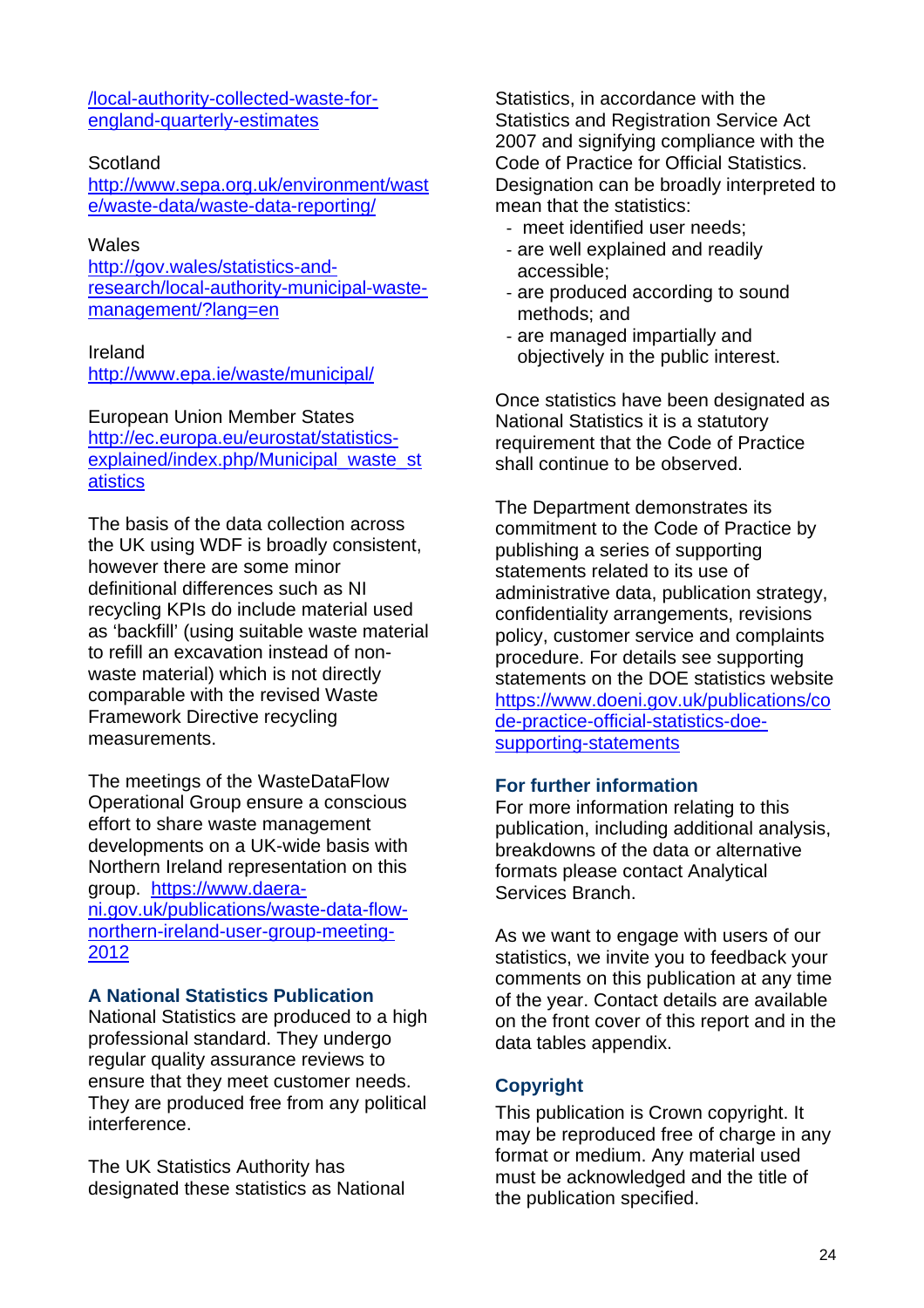/local-authority-collected-waste-for-england-quarterly-estimates

Scotland
http://www.sepa.org.uk/environment/waste/waste-data/waste-data-reporting/

Wales
http://gov.wales/statistics-and-research/local-authority-municipal-waste-management/?lang=en

Ireland
http://www.epa.ie/waste/municipal/

European Union Member States
http://ec.europa.eu/eurostat/statistics-explained/index.php/Municipal_waste_statistics

The basis of the data collection across the UK using WDF is broadly consistent, however there are some minor definitional differences such as NI recycling KPIs do include material used as 'backfill' (using suitable waste material to refill an excavation instead of non-waste material) which is not directly comparable with the revised Waste Framework Directive recycling measurements.

The meetings of the WasteDataFlow Operational Group ensure a conscious effort to share waste management developments on a UK-wide basis with Northern Ireland representation on this group. https://www.daera-ni.gov.uk/publications/waste-data-flow-northern-ireland-user-group-meeting-2012

## A National Statistics Publication

National Statistics are produced to a high professional standard. They undergo regular quality assurance reviews to ensure that they meet customer needs. They are produced free from any political interference.

The UK Statistics Authority has designated these statistics as National Statistics, in accordance with the Statistics and Registration Service Act 2007 and signifying compliance with the Code of Practice for Official Statistics. Designation can be broadly interpreted to mean that the statistics:

- meet identified user needs;
- are well explained and readily accessible;
- are produced according to sound methods; and
- are managed impartially and objectively in the public interest.

Once statistics have been designated as National Statistics it is a statutory requirement that the Code of Practice shall continue to be observed.

The Department demonstrates its commitment to the Code of Practice by publishing a series of supporting statements related to its use of administrative data, publication strategy, confidentiality arrangements, revisions policy, customer service and complaints procedure. For details see supporting statements on the DOE statistics website https://www.doeni.gov.uk/publications/code-practice-official-statistics-doe-supporting-statements

## For further information

For more information relating to this publication, including additional analysis, breakdowns of the data or alternative formats please contact Analytical Services Branch.

As we want to engage with users of our statistics, we invite you to feedback your comments on this publication at any time of the year. Contact details are available on the front cover of this report and in the data tables appendix.

## Copyright

This publication is Crown copyright. It may be reproduced free of charge in any format or medium. Any material used must be acknowledged and the title of the publication specified.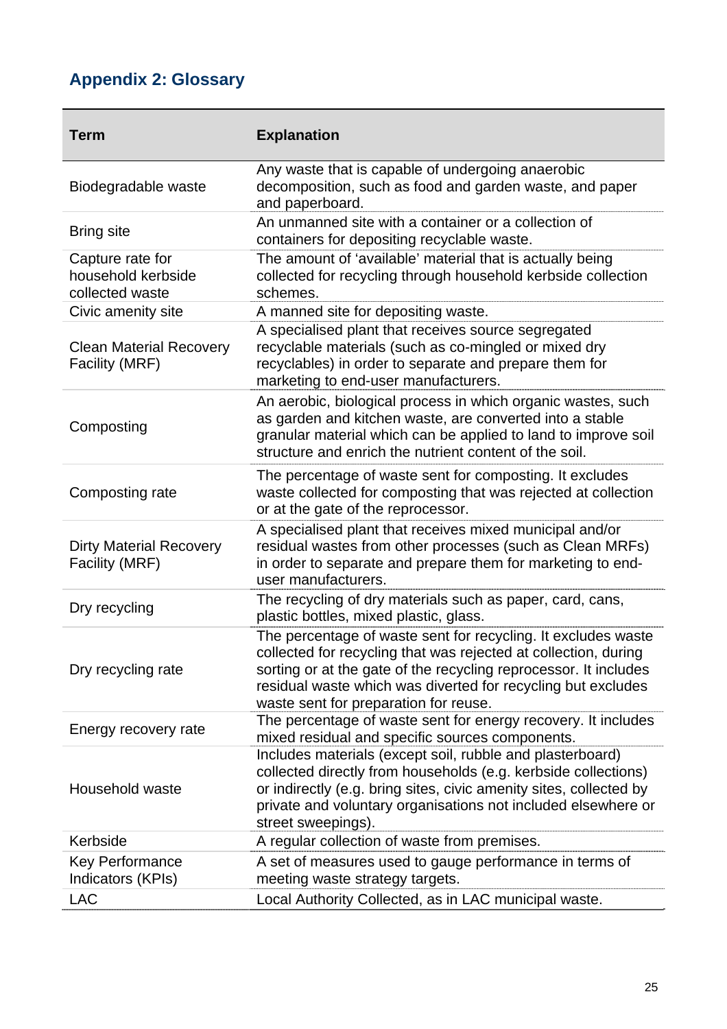## Appendix 2: Glossary

| Term | Explanation |
| --- | --- |
| Biodegradable waste | Any waste that is capable of undergoing anaerobic decomposition, such as food and garden waste, and paper and paperboard. |
| Bring site | An unmanned site with a container or a collection of containers for depositing recyclable waste. |
| Capture rate for household kerbside collected waste | The amount of 'available' material that is actually being collected for recycling through household kerbside collection schemes. |
| Civic amenity site | A manned site for depositing waste. |
| Clean Material Recovery Facility (MRF) | A specialised plant that receives source segregated recyclable materials (such as co-mingled or mixed dry recyclables) in order to separate and prepare them for marketing to end-user manufacturers. |
| Composting | An aerobic, biological process in which organic wastes, such as garden and kitchen waste, are converted into a stable granular material which can be applied to land to improve soil structure and enrich the nutrient content of the soil. |
| Composting rate | The percentage of waste sent for composting. It excludes waste collected for composting that was rejected at collection or at the gate of the reprocessor. |
| Dirty Material Recovery Facility (MRF) | A specialised plant that receives mixed municipal and/or residual wastes from other processes (such as Clean MRFs) in order to separate and prepare them for marketing to end-user manufacturers. |
| Dry recycling | The recycling of dry materials such as paper, card, cans, plastic bottles, mixed plastic, glass. |
| Dry recycling rate | The percentage of waste sent for recycling. It excludes waste collected for recycling that was rejected at collection, during sorting or at the gate of the recycling reprocessor. It includes residual waste which was diverted for recycling but excludes waste sent for preparation for reuse. |
| Energy recovery rate | The percentage of waste sent for energy recovery. It includes mixed residual and specific sources components. |
| Household waste | Includes materials (except soil, rubble and plasterboard) collected directly from households (e.g. kerbside collections) or indirectly (e.g. bring sites, civic amenity sites, collected by private and voluntary organisations not included elsewhere or street sweepings). |
| Kerbside | A regular collection of waste from premises. |
| Key Performance Indicators (KPIs) | A set of measures used to gauge performance in terms of meeting waste strategy targets. |
| LAC | Local Authority Collected, as in LAC municipal waste. |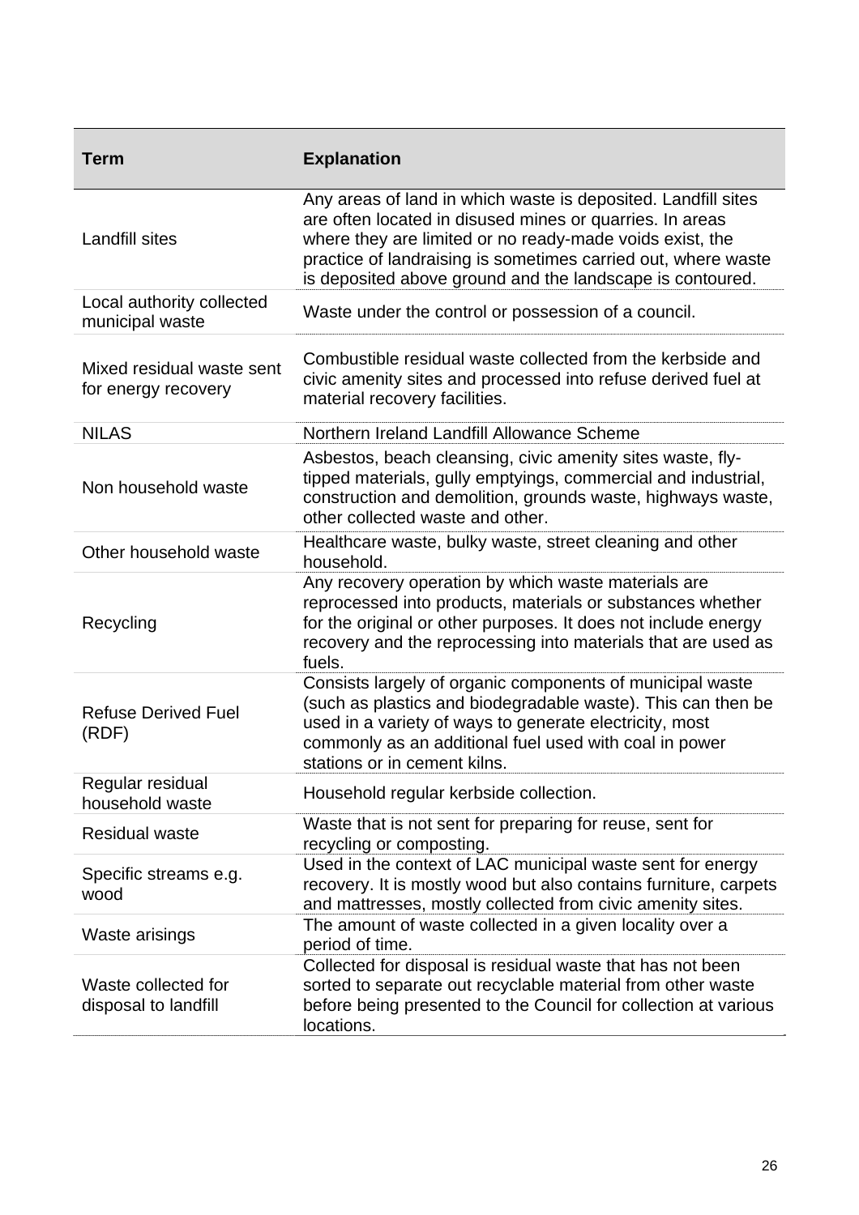| Term | Explanation |
|---|---|
| Landfill sites | Any areas of land in which waste is deposited. Landfill sites are often located in disused mines or quarries. In areas where they are limited or no ready-made voids exist, the practice of landraising is sometimes carried out, where waste is deposited above ground and the landscape is contoured. |
| Local authority collected municipal waste | Waste under the control or possession of a council. |
| Mixed residual waste sent for energy recovery | Combustible residual waste collected from the kerbside and civic amenity sites and processed into refuse derived fuel at material recovery facilities. |
| NILAS | Northern Ireland Landfill Allowance Scheme |
| Non household waste | Asbestos, beach cleansing, civic amenity sites waste, fly-tipped materials, gully emptyings, commercial and industrial, construction and demolition, grounds waste, highways waste, other collected waste and other. |
| Other household waste | Healthcare waste, bulky waste, street cleaning and other household. |
| Recycling | Any recovery operation by which waste materials are reprocessed into products, materials or substances whether for the original or other purposes. It does not include energy recovery and the reprocessing into materials that are used as fuels. |
| Refuse Derived Fuel (RDF) | Consists largely of organic components of municipal waste (such as plastics and biodegradable waste). This can then be used in a variety of ways to generate electricity, most commonly as an additional fuel used with coal in power stations or in cement kilns. |
| Regular residual household waste | Household regular kerbside collection. |
| Residual waste | Waste that is not sent for preparing for reuse, sent for recycling or composting. |
| Specific streams e.g. wood | Used in the context of LAC municipal waste sent for energy recovery. It is mostly wood but also contains furniture, carpets and mattresses, mostly collected from civic amenity sites. |
| Waste arisings | The amount of waste collected in a given locality over a period of time. |
| Waste collected for disposal to landfill | Collected for disposal is residual waste that has not been sorted to separate out recyclable material from other waste before being presented to the Council for collection at various locations. |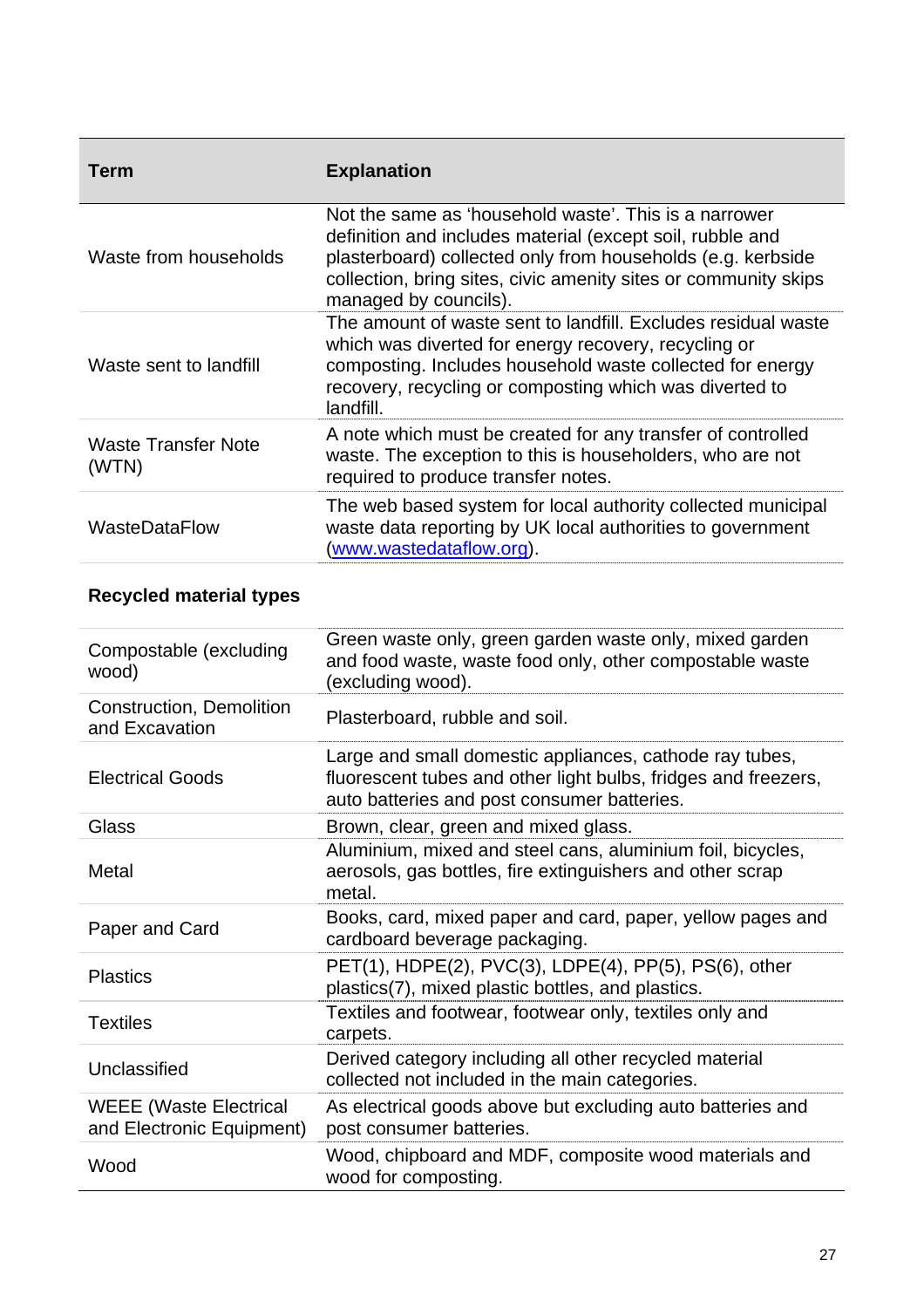| Term | Explanation |
|---|---|
| Waste from households | Not the same as 'household waste'. This is a narrower definition and includes material (except soil, rubble and plasterboard) collected only from households (e.g. kerbside collection, bring sites, civic amenity sites or community skips managed by councils). |
| Waste sent to landfill | The amount of waste sent to landfill. Excludes residual waste which was diverted for energy recovery, recycling or composting. Includes household waste collected for energy recovery, recycling or composting which was diverted to landfill. |
| Waste Transfer Note (WTN) | A note which must be created for any transfer of controlled waste. The exception to this is householders, who are not required to produce transfer notes. |
| WasteDataFlow | The web based system for local authority collected municipal waste data reporting by UK local authorities to government (www.wastedataflow.org). |

**Recycled material types**

| Term | Explanation |
|---|---|
| Compostable (excluding wood) | Green waste only, green garden waste only, mixed garden and food waste, waste food only, other compostable waste (excluding wood). |
| Construction, Demolition and Excavation | Plasterboard, rubble and soil. |
| Electrical Goods | Large and small domestic appliances, cathode ray tubes, fluorescent tubes and other light bulbs, fridges and freezers, auto batteries and post consumer batteries. |
| Glass | Brown, clear, green and mixed glass. |
| Metal | Aluminium, mixed and steel cans, aluminium foil, bicycles, aerosols, gas bottles, fire extinguishers and other scrap metal. |
| Paper and Card | Books, card, mixed paper and card, paper, yellow pages and cardboard beverage packaging. |
| Plastics | PET(1), HDPE(2), PVC(3), LDPE(4), PP(5), PS(6), other plastics(7), mixed plastic bottles, and plastics. |
| Textiles | Textiles and footwear, footwear only, textiles only and carpets. |
| Unclassified | Derived category including all other recycled material collected not included in the main categories. |
| WEEE (Waste Electrical and Electronic Equipment) | As electrical goods above but excluding auto batteries and post consumer batteries. |
| Wood | Wood, chipboard and MDF, composite wood materials and wood for composting. |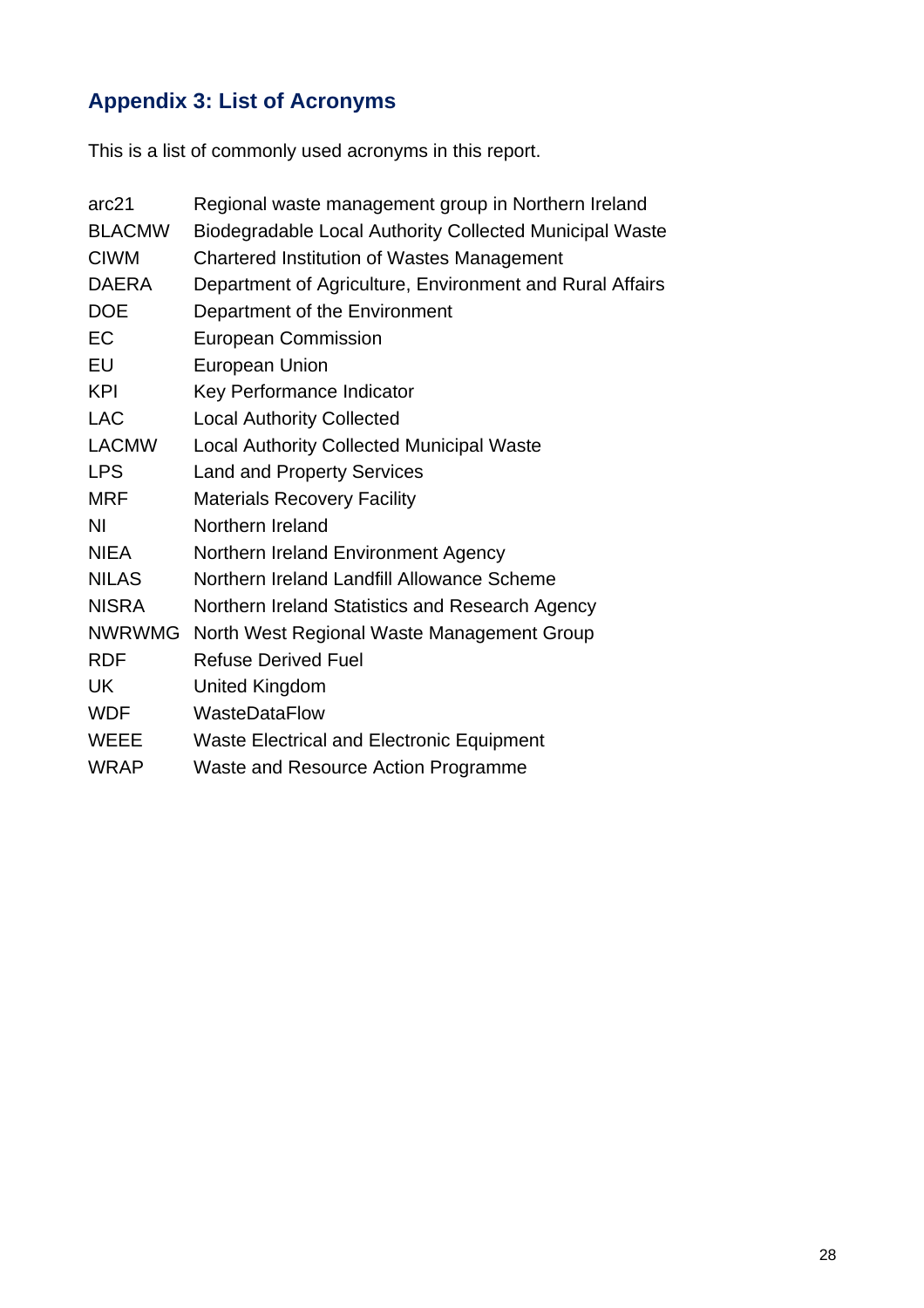## Appendix 3: List of Acronyms

This is a list of commonly used acronyms in this report.

| | |
|---|---|
| arc21 | Regional waste management group in Northern Ireland |
| BLACMW | Biodegradable Local Authority Collected Municipal Waste |
| CIWM | Chartered Institution of Wastes Management |
| DAERA | Department of Agriculture, Environment and Rural Affairs |
| DOE | Department of the Environment |
| EC | European Commission |
| EU | European Union |
| KPI | Key Performance Indicator |
| LAC | Local Authority Collected |
| LACMW | Local Authority Collected Municipal Waste |
| LPS | Land and Property Services |
| MRF | Materials Recovery Facility |
| NI | Northern Ireland |
| NIEA | Northern Ireland Environment Agency |
| NILAS | Northern Ireland Landfill Allowance Scheme |
| NISRA | Northern Ireland Statistics and Research Agency |
| NWRWMG | North West Regional Waste Management Group |
| RDF | Refuse Derived Fuel |
| UK | United Kingdom |
| WDF | WasteDataFlow |
| WEEE | Waste Electrical and Electronic Equipment |
| WRAP | Waste and Resource Action Programme |